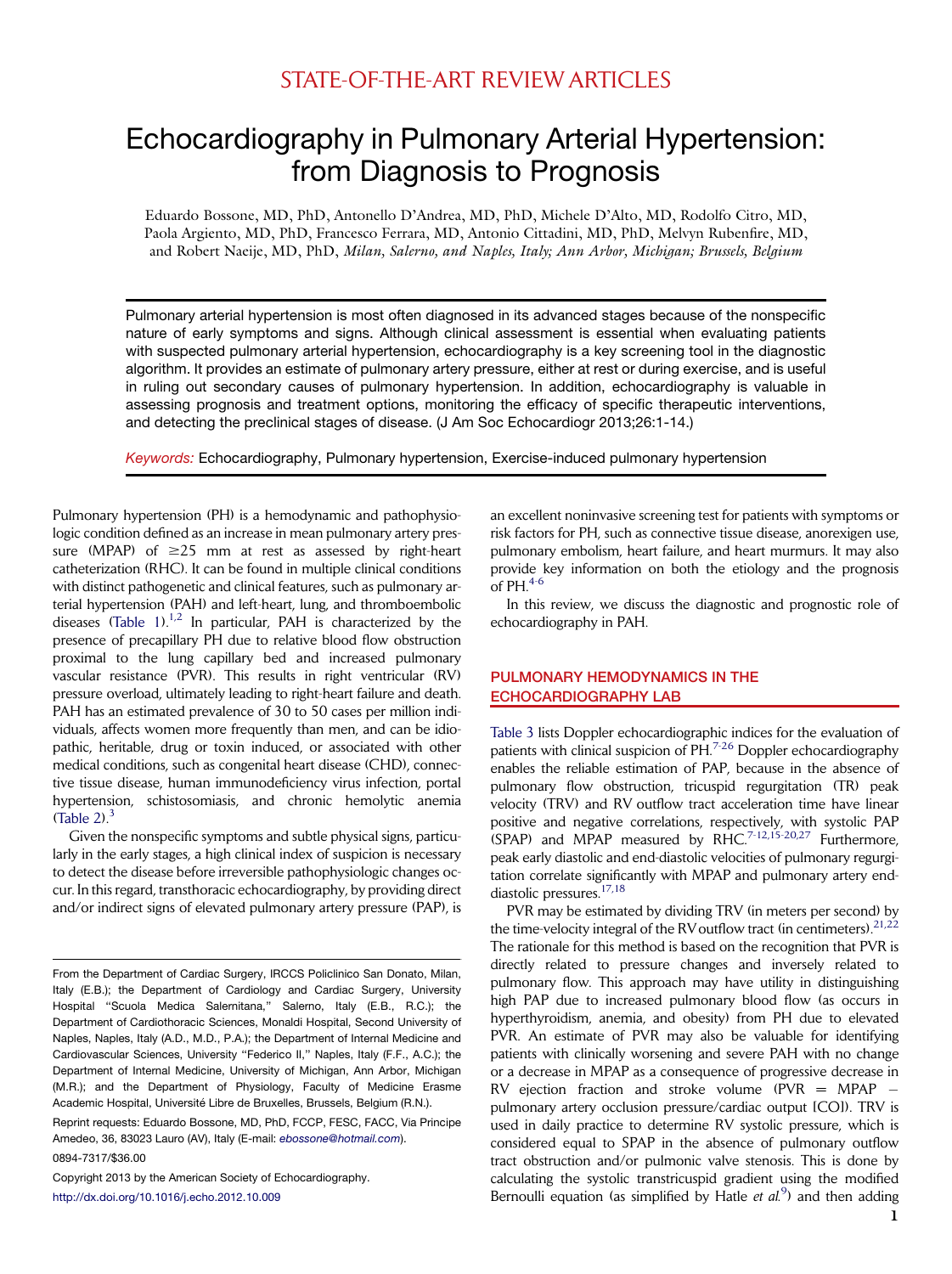STATE-OF-THE-ART REVIEW ARTICLES

# Echocardiography in Pulmonary Arterial Hypertension: from Diagnosis to Prognosis

Eduardo Bossone, MD, PhD, Antonello D'Andrea, MD, PhD, Michele D'Alto, MD, Rodolfo Citro, MD, Paola Argiento, MD, PhD, Francesco Ferrara, MD, Antonio Cittadini, MD, PhD, Melvyn Rubenfire, MD, and Robert Naeije, MD, PhD, *Milan, Salerno, and Naples, Italy; Ann Arbor, Michigan; Brussels, Belgium*

Pulmonary arterial hypertension is most often diagnosed in its advanced stages because of the nonspecific nature of early symptoms and signs. Although clinical assessment is essential when evaluating patients with suspected pulmonary arterial hypertension, echocardiography is a key screening tool in the diagnostic algorithm. It provides an estimate of pulmonary artery pressure, either at rest or during exercise, and is useful in ruling out secondary causes of pulmonary hypertension. In addition, echocardiography is valuable in assessing prognosis and treatment options, monitoring the efficacy of specific therapeutic interventions, and detecting the preclinical stages of disease. (J Am Soc Echocardiogr 2013;26:1-14.)

*Keywords:* Echocardiography, Pulmonary hypertension, Exercise-induced pulmonary hypertension

Pulmonary hypertension (PH) is a hemodynamic and pathophysiologic condition defined as an increase in mean pulmonary artery pressure (MPAP) of ≥25 mm at rest as assessed by right-heart catheterization (RHC). It can be found in multiple clinical conditions with distinct pathogenetic and clinical features, such as pulmonary arterial hypertension (PAH) and left-heart, lung, and thromboembolic diseases (Table 1).[1,2] In particular, PAH is characterized by the presence of precapillary PH due to relative blood flow obstruction proximal to the lung capillary bed and increased pulmonary vascular resistance (PVR). This results in right ventricular (RV) pressure overload, ultimately leading to right-heart failure and death. PAH has an estimated prevalence of 30 to 50 cases per million individuals, affects women more frequently than men, and can be idiopathic, heritable, drug or toxin induced, or associated with other medical conditions, such as congenital heart disease (CHD), connective tissue disease, human immunodeficiency virus infection, portal hypertension, schistosomiasis, and chronic hemolytic anemia (Table 2).[3]

Given the nonspecific symptoms and subtle physical signs, particularly in the early stages, a high clinical index of suspicion is necessary to detect the disease before irreversible pathophysiologic changes occur. In this regard, transthoracic echocardiography, by providing direct and/or indirect signs of elevated pulmonary artery pressure (PAP), is an excellent noninvasive screening test for patients with symptoms or risk factors for PH, such as connective tissue disease, anorexigen use, pulmonary embolism, heart failure, and heart murmurs. It may also provide key information on both the etiology and the prognosis of PH.[4-6]

In this review, we discuss the diagnostic and prognostic role of echocardiography in PAH.

From the Department of Cardiac Surgery, IRCCS Policlinico San Donato, Milan, Italy (E.B.); the Department of Cardiology and Cardiac Surgery, University Hospital "Scuola Medica Salernitana," Salerno, Italy (E.B., R.C.); the Department of Cardiothoracic Sciences, Monaldi Hospital, Second University of Naples, Naples, Italy (A.D., M.D., P.A.); the Department of Internal Medicine and Cardiovascular Sciences, University "Federico II," Naples, Italy (F.F., A.C.); the Department of Internal Medicine, University of Michigan, Ann Arbor, Michigan (M.R.); and the Department of Physiology, Faculty of Medicine Erasme Academic Hospital, Université Libre de Bruxelles, Brussels, Belgium (R.N.).

Reprint requests: Eduardo Bossone, MD, PhD, FCCP, FESC, FACC, Via Principe Amedeo, 36, 83023 Lauro (AV), Italy (E-mail: ebossone@hotmail.com).

0894-7317/$36.00

Copyright 2013 by the American Society of Echocardiography.

http://dx.doi.org/10.1016/j.echo.2012.10.009

## PULMONARY HEMODYNAMICS IN THE ECHOCARDIOGRAPHY LAB

Table 3 lists Doppler echocardiographic indices for the evaluation of patients with clinical suspicion of PH.[7-26] Doppler echocardiography enables the reliable estimation of PAP, because in the absence of pulmonary flow obstruction, tricuspid regurgitation (TR) peak velocity (TRV) and RV outflow tract acceleration time have linear positive and negative correlations, respectively, with systolic PAP (SPAP) and MPAP measured by RHC.[7-12,15-20,27] Furthermore, peak early diastolic and end-diastolic velocities of pulmonary regurgitation correlate significantly with MPAP and pulmonary artery end-diastolic pressures.[17,18]

PVR may be estimated by dividing TRV (in meters per second) by the time-velocity integral of the RV outflow tract (in centimeters).[21,22] The rationale for this method is based on the recognition that PVR is directly related to pressure changes and inversely related to pulmonary flow. This approach may have utility in distinguishing high PAP due to increased pulmonary blood flow (as occurs in hyperthyroidism, anemia, and obesity) from PH due to elevated PVR. An estimate of PVR may also be valuable for identifying patients with clinically worsening and severe PAH with no change or a decrease in MPAP as a consequence of progressive decrease in RV ejection fraction and stroke volume (PVR = MPAP − pulmonary artery occlusion pressure/cardiac output [CO]). TRV is used in daily practice to determine RV systolic pressure, which is considered equal to SPAP in the absence of pulmonary outflow tract obstruction and/or pulmonic valve stenosis. This is done by calculating the systolic transtricuspid gradient using the modified Bernoulli equation (as simplified by Hatle *et al.*[9]) and then adding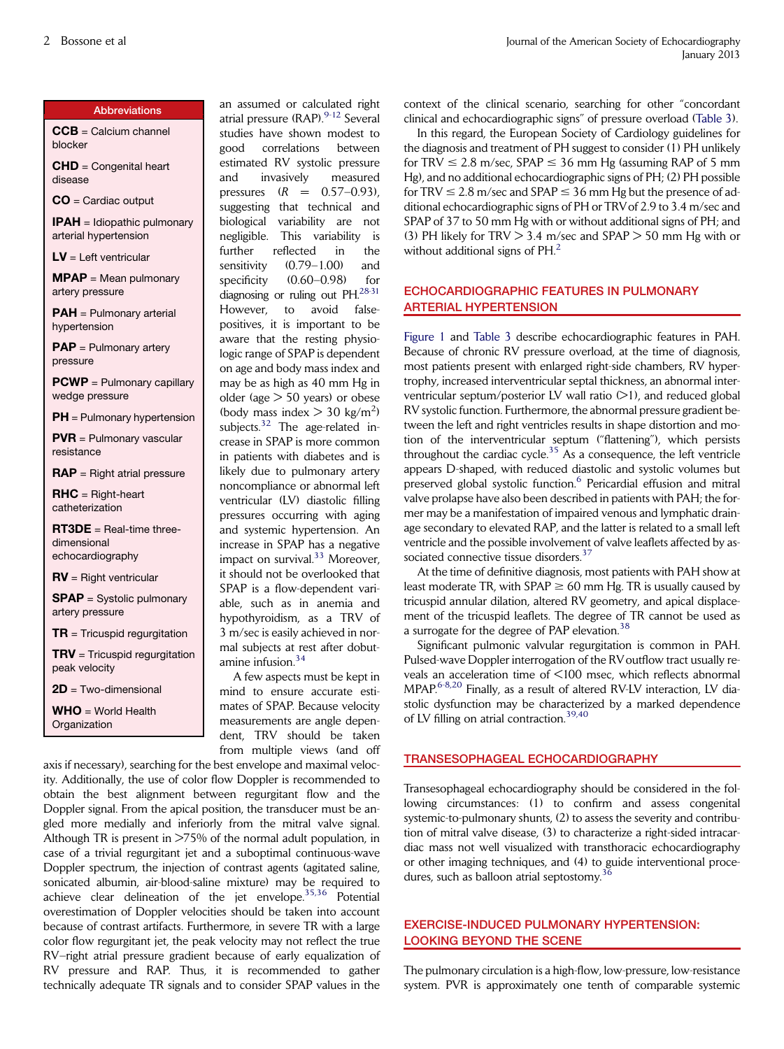**Abbreviations**

**CCB** = Calcium channel blocker

**CHD** = Congenital heart disease

**CO** = Cardiac output

**IPAH** = Idiopathic pulmonary arterial hypertension

**LV** = Left ventricular

**MPAP** = Mean pulmonary artery pressure

**PAH** = Pulmonary arterial hypertension

**PAP** = Pulmonary artery pressure

**PCWP** = Pulmonary capillary wedge pressure

**PH** = Pulmonary hypertension

**PVR** = Pulmonary vascular resistance

**RAP** = Right atrial pressure

**RHC** = Right-heart catheterization

**RT3DE** = Real-time three-dimensional echocardiography

**RV** = Right ventricular

**SPAP** = Systolic pulmonary artery pressure

**TR** = Tricuspid regurgitation

**TRV** = Tricuspid regurgitation peak velocity

**2D** = Two-dimensional

**WHO** = World Health Organization

an assumed or calculated right atrial pressure (RAP).[9-12] Several studies have shown modest to good correlations between estimated RV systolic pressure and invasively measured pressures ($R$ = 0.57–0.93), suggesting that technical and biological variability are not negligible. This variability is further reflected in the sensitivity (0.79–1.00) and specificity (0.60–0.98) for diagnosing or ruling out PH.[28-31] However, to avoid false-positives, it is important to be aware that the resting physiologic range of SPAP is dependent on age and body mass index and may be as high as 40 mm Hg in older (age > 50 years) or obese (body mass index > 30 kg/m$^2$) subjects.[32] The age-related increase in SPAP is more common in patients with diabetes and is likely due to pulmonary artery noncompliance or abnormal left ventricular (LV) diastolic filling pressures occurring with aging and systemic hypertension. An increase in SPAP has a negative impact on survival.[33] Moreover, it should not be overlooked that SPAP is a flow-dependent variable, such as in anemia and hypothyroidism, as a TRV of 3 m/sec is easily achieved in normal subjects at rest after dobutamine infusion.[34]

A few aspects must be kept in mind to ensure accurate estimates of SPAP. Because velocity measurements are angle dependent, TRV should be taken from multiple views (and off axis if necessary), searching for the best envelope and maximal velocity. Additionally, the use of color flow Doppler is recommended to obtain the best alignment between regurgitant flow and the Doppler signal. From the apical position, the transducer must be angled more medially and inferiorly from the mitral valve signal. Although TR is present in >75% of the normal adult population, in case of a trivial regurgitant jet and a suboptimal continuous-wave Doppler spectrum, the injection of contrast agents (agitated saline, sonicated albumin, air-blood-saline mixture) may be required to achieve clear delineation of the jet envelope.[35,36] Potential overestimation of Doppler velocities should be taken into account because of contrast artifacts. Furthermore, in severe TR with a large color flow regurgitant jet, the peak velocity may not reflect the true RV–right atrial pressure gradient because of early equalization of RV pressure and RAP. Thus, it is recommended to gather technically adequate TR signals and to consider SPAP values in the context of the clinical scenario, searching for other "concordant clinical and echocardiographic signs" of pressure overload (Table 3).

In this regard, the European Society of Cardiology guidelines for the diagnosis and treatment of PH suggest to consider (1) PH unlikely for TRV ≤ 2.8 m/sec, SPAP ≤ 36 mm Hg (assuming RAP of 5 mm Hg), and no additional echocardiographic signs of PH; (2) PH possible for TRV ≤ 2.8 m/sec and SPAP ≤ 36 mm Hg but the presence of additional echocardiographic signs of PH or TRV of 2.9 to 3.4 m/sec and SPAP of 37 to 50 mm Hg with or without additional signs of PH; and (3) PH likely for TRV > 3.4 m/sec and SPAP > 50 mm Hg with or without additional signs of PH.[2]

## ECHOCARDIOGRAPHIC FEATURES IN PULMONARY ARTERIAL HYPERTENSION

Figure 1 and Table 3 describe echocardiographic features in PAH. Because of chronic RV pressure overload, at the time of diagnosis, most patients present with enlarged right-side chambers, RV hypertrophy, increased interventricular septal thickness, an abnormal interventricular septum/posterior LV wall ratio (>1), and reduced global RV systolic function. Furthermore, the abnormal pressure gradient between the left and right ventricles results in shape distortion and motion of the interventricular septum ("flattening"), which persists throughout the cardiac cycle.[35] As a consequence, the left ventricle appears D-shaped, with reduced diastolic and systolic volumes but preserved global systolic function.[6] Pericardial effusion and mitral valve prolapse have also been described in patients with PAH; the former may be a manifestation of impaired venous and lymphatic drainage secondary to elevated RAP, and the latter is related to a small left ventricle and the possible involvement of valve leaflets affected by associated connective tissue disorders.[37]

At the time of definitive diagnosis, most patients with PAH show at least moderate TR, with SPAP ≥ 60 mm Hg. TR is usually caused by tricuspid annular dilation, altered RV geometry, and apical displacement of the tricuspid leaflets. The degree of TR cannot be used as a surrogate for the degree of PAP elevation.[38]

Significant pulmonic valvular regurgitation is common in PAH. Pulsed-wave Doppler interrogation of the RV outflow tract usually reveals an acceleration time of <100 msec, which reflects abnormal MPAP.[6-8,20] Finally, as a result of altered RV-LV interaction, LV diastolic dysfunction may be characterized by a marked dependence of LV filling on atrial contraction.[39,40]

## TRANSESOPHAGEAL ECHOCARDIOGRAPHY

Transesophageal echocardiography should be considered in the following circumstances: (1) to confirm and assess congenital systemic-to-pulmonary shunts, (2) to assess the severity and contribution of mitral valve disease, (3) to characterize a right-sided intracardiac mass not well visualized with transthoracic echocardiography or other imaging techniques, and (4) to guide interventional procedures, such as balloon atrial septostomy.[36]

## EXERCISE-INDUCED PULMONARY HYPERTENSION: LOOKING BEYOND THE SCENE

The pulmonary circulation is a high-flow, low-pressure, low-resistance system. PVR is approximately one tenth of comparable systemic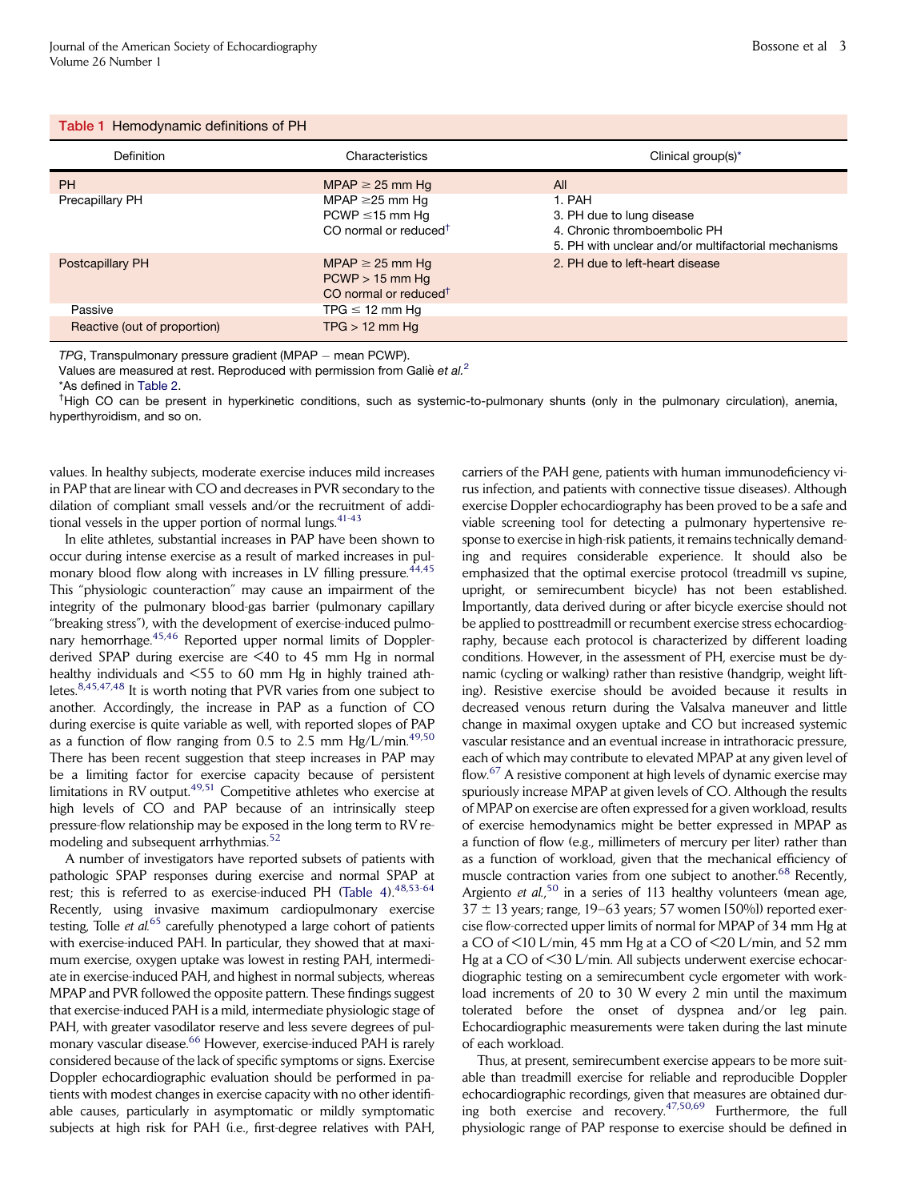**Table 1** Hemodynamic definitions of PH

| Definition | Characteristics | Clinical group(s)* |
|---|---|---|
| PH | MPAP ≥ 25 mm Hg | All |
| Precapillary PH | MPAP ≥25 mm Hg<br>PCWP ≤15 mm Hg<br>CO normal or reduced† | 1. PAH<br>3. PH due to lung disease<br>4. Chronic thromboembolic PH<br>5. PH with unclear and/or multifactorial mechanisms |
| Postcapillary PH | MPAP ≥ 25 mm Hg<br>PCWP > 15 mm Hg<br>CO normal or reduced† | 2. PH due to left-heart disease |
| Passive | TPG ≤ 12 mm Hg | |
| Reactive (out of proportion) | TPG > 12 mm Hg | |

*TPG*, Transpulmonary pressure gradient (MPAP − mean PCWP).
Values are measured at rest. Reproduced with permission from Galiè *et al.*[2]
*As defined in Table 2.
†High CO can be present in hyperkinetic conditions, such as systemic-to-pulmonary shunts (only in the pulmonary circulation), anemia, hyperthyroidism, and so on.

values. In healthy subjects, moderate exercise induces mild increases in PAP that are linear with CO and decreases in PVR secondary to the dilation of compliant small vessels and/or the recruitment of additional vessels in the upper portion of normal lungs.[41-43]

In elite athletes, substantial increases in PAP have been shown to occur during intense exercise as a result of marked increases in pulmonary blood flow along with increases in LV filling pressure.[44,45] This "physiologic counteraction" may cause an impairment of the integrity of the pulmonary blood-gas barrier (pulmonary capillary "breaking stress"), with the development of exercise-induced pulmonary hemorrhage.[45,46] Reported upper normal limits of Doppler-derived SPAP during exercise are <40 to 45 mm Hg in normal healthy individuals and <55 to 60 mm Hg in highly trained athletes.[8,45,47,48] It is worth noting that PVR varies from one subject to another. Accordingly, the increase in PAP as a function of CO during exercise is quite variable as well, with reported slopes of PAP as a function of flow ranging from 0.5 to 2.5 mm Hg/L/min.[49,50] There has been recent suggestion that steep increases in PAP may be a limiting factor for exercise capacity because of persistent limitations in RV output.[49,51] Competitive athletes who exercise at high levels of CO and PAP because of an intrinsically steep pressure-flow relationship may be exposed in the long term to RV remodeling and subsequent arrhythmias.[52]

A number of investigators have reported subsets of patients with pathologic SPAP responses during exercise and normal SPAP at rest; this is referred to as exercise-induced PH (Table 4).[48,53-64] Recently, using invasive maximum cardiopulmonary exercise testing, Tolle *et al.*[65] carefully phenotyped a large cohort of patients with exercise-induced PAH. In particular, they showed that at maximum exercise, oxygen uptake was lowest in resting PAH, intermediate in exercise-induced PAH, and highest in normal subjects, whereas MPAP and PVR followed the opposite pattern. These findings suggest that exercise-induced PAH is a mild, intermediate physiologic stage of PAH, with greater vasodilator reserve and less severe degrees of pulmonary vascular disease.[66] However, exercise-induced PAH is rarely considered because of the lack of specific symptoms or signs. Exercise Doppler echocardiographic evaluation should be performed in patients with modest changes in exercise capacity with no other identifiable causes, particularly in asymptomatic or mildly symptomatic subjects at high risk for PAH (i.e., first-degree relatives with PAH, carriers of the PAH gene, patients with human immunodeficiency virus infection, and patients with connective tissue diseases). Although exercise Doppler echocardiography has been proved to be a safe and viable screening tool for detecting a pulmonary hypertensive response to exercise in high-risk patients, it remains technically demanding and requires considerable experience. It should also be emphasized that the optimal exercise protocol (treadmill vs supine, upright, or semirecumbent bicycle) has not been established. Importantly, data derived during or after bicycle exercise should not be applied to posttreadmill or recumbent exercise stress echocardiography, because each protocol is characterized by different loading conditions. However, in the assessment of PH, exercise must be dynamic (cycling or walking) rather than resistive (handgrip, weight lifting). Resistive exercise should be avoided because it results in decreased venous return during the Valsalva maneuver and little change in maximal oxygen uptake and CO but increased systemic vascular resistance and an eventual increase in intrathoracic pressure, each of which may contribute to elevated MPAP at any given level of flow.[67] A resistive component at high levels of dynamic exercise may spuriously increase MPAP at given levels of CO. Although the results of MPAP on exercise are often expressed for a given workload, results of exercise hemodynamics might be better expressed in MPAP as a function of flow (e.g., millimeters of mercury per liter) rather than as a function of workload, given that the mechanical efficiency of muscle contraction varies from one subject to another.[68] Recently, Argiento *et al.*,[50] in a series of 113 healthy volunteers (mean age, 37 ± 13 years; range, 19–63 years; 57 women [50%]) reported exercise flow-corrected upper limits of normal for MPAP of 34 mm Hg at a CO of <10 L/min, 45 mm Hg at a CO of <20 L/min, and 52 mm Hg at a CO of <30 L/min. All subjects underwent exercise echocardiographic testing on a semirecumbent cycle ergometer with workload increments of 20 to 30 W every 2 min until the maximum tolerated before the onset of dyspnea and/or leg pain. Echocardiographic measurements were taken during the last minute of each workload.

Thus, at present, semirecumbent exercise appears to be more suitable than treadmill exercise for reliable and reproducible Doppler echocardiographic recordings, given that measures are obtained during both exercise and recovery.[47,50,69] Furthermore, the full physiologic range of PAP response to exercise should be defined in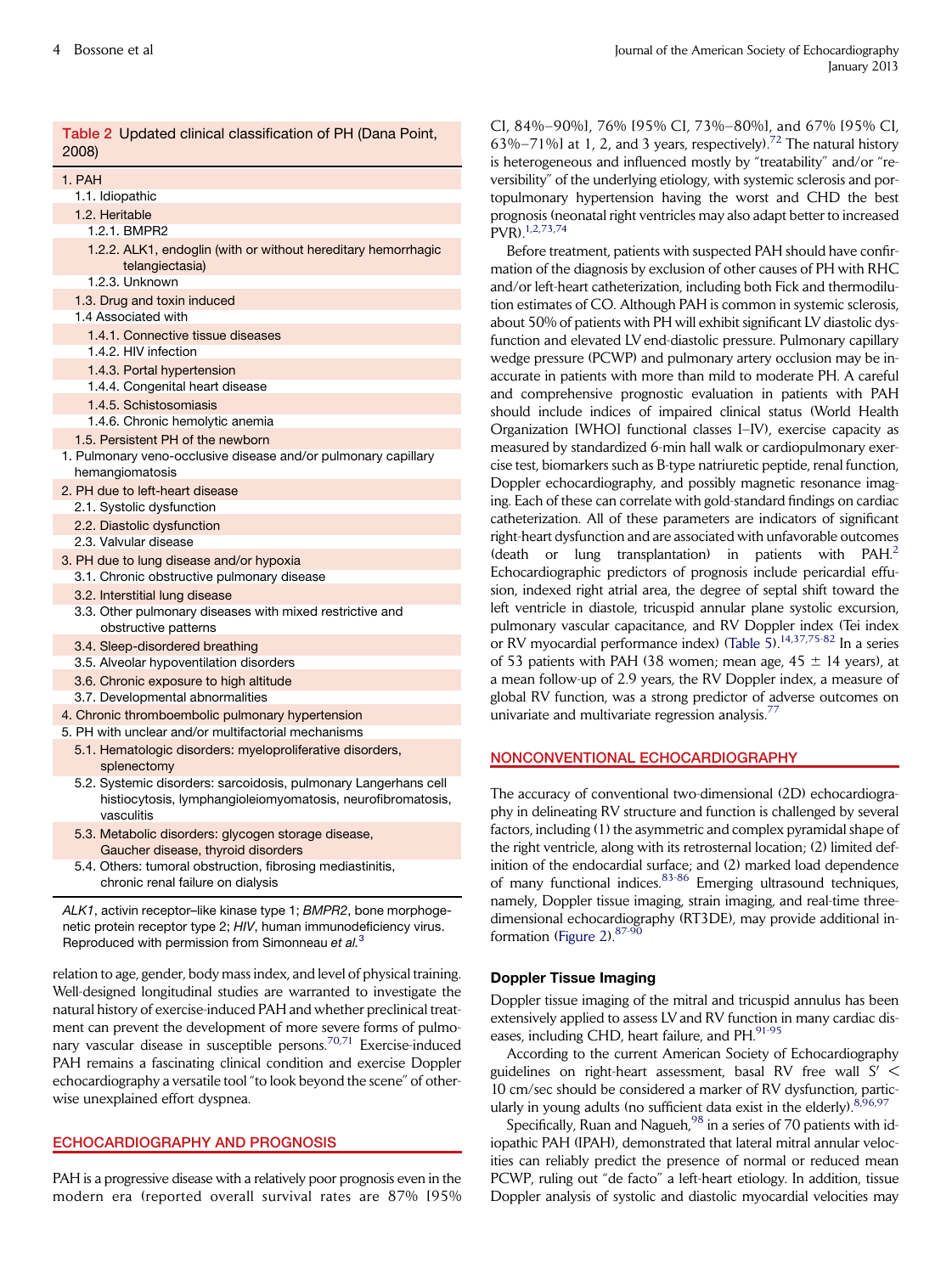**Table 2** Updated clinical classification of PH (Dana Point, 2008)

| |
|---|
| 1. PAH |
| 1.1. Idiopathic |
| 1.2. Heritable |
| 1.2.1. BMPR2 |
| 1.2.2. ALK1, endoglin (with or without hereditary hemorrhagic telangiectasia) |
| 1.2.3. Unknown |
| 1.3. Drug and toxin induced |
| 1.4 Associated with |
| 1.4.1. Connective tissue diseases |
| 1.4.2. HIV infection |
| 1.4.3. Portal hypertension |
| 1.4.4. Congenital heart disease |
| 1.4.5. Schistosomiasis |
| 1.4.6. Chronic hemolytic anemia |
| 1.5. Persistent PH of the newborn |
| 1. Pulmonary veno-occlusive disease and/or pulmonary capillary hemangiomatosis |
| 2. PH due to left-heart disease |
| 2.1. Systolic dysfunction |
| 2.2. Diastolic dysfunction |
| 2.3. Valvular disease |
| 3. PH due to lung disease and/or hypoxia |
| 3.1. Chronic obstructive pulmonary disease |
| 3.2. Interstitial lung disease |
| 3.3. Other pulmonary diseases with mixed restrictive and obstructive patterns |
| 3.4. Sleep-disordered breathing |
| 3.5. Alveolar hypoventilation disorders |
| 3.6. Chronic exposure to high altitude |
| 3.7. Developmental abnormalities |
| 4. Chronic thromboembolic pulmonary hypertension |
| 5. PH with unclear and/or multifactorial mechanisms |
| 5.1. Hematologic disorders: myeloproliferative disorders, splenectomy |
| 5.2. Systemic disorders: sarcoidosis, pulmonary Langerhans cell histiocytosis, lymphangioleiomyomatosis, neurofibromatosis, vasculitis |
| 5.3. Metabolic disorders: glycogen storage disease, Gaucher disease, thyroid disorders |
| 5.4. Others: tumoral obstruction, fibrosing mediastinitis, chronic renal failure on dialysis |

*ALK1*, activin receptor–like kinase type 1; *BMPR2*, bone morphogenetic protein receptor type 2; *HIV*, human immunodeficiency virus. Reproduced with permission from Simonneau *et al.*[3]

relation to age, gender, body mass index, and level of physical training. Well-designed longitudinal studies are warranted to investigate the natural history of exercise-induced PAH and whether preclinical treatment can prevent the development of more severe forms of pulmonary vascular disease in susceptible persons.[70,71] Exercise-induced PAH remains a fascinating clinical condition and exercise Doppler echocardiography a versatile tool "to look beyond the scene" of otherwise unexplained effort dyspnea.

## ECHOCARDIOGRAPHY AND PROGNOSIS

PAH is a progressive disease with a relatively poor prognosis even in the modern era (reported overall survival rates are 87% [95% CI, 84%–90%], 76% [95% CI, 73%–80%], and 67% [95% CI, 63%–71%] at 1, 2, and 3 years, respectively).[72] The natural history is heterogeneous and influenced mostly by "treatability" and/or "reversibility" of the underlying etiology, with systemic sclerosis and portopulmonary hypertension having the worst and CHD the best prognosis (neonatal right ventricles may also adapt better to increased PVR).[1,2,73,74]

Before treatment, patients with suspected PAH should have confirmation of the diagnosis by exclusion of other causes of PH with RHC and/or left-heart catheterization, including both Fick and thermodilution estimates of CO. Although PAH is common in systemic sclerosis, about 50% of patients with PH will exhibit significant LV diastolic dysfunction and elevated LV end-diastolic pressure. Pulmonary capillary wedge pressure (PCWP) and pulmonary artery occlusion may be inaccurate in patients with more than mild to moderate PH. A careful and comprehensive prognostic evaluation in patients with PAH should include indices of impaired clinical status (World Health Organization [WHO] functional classes I–IV), exercise capacity as measured by standardized 6-min hall walk or cardiopulmonary exercise test, biomarkers such as B-type natriuretic peptide, renal function, Doppler echocardiography, and possibly magnetic resonance imaging. Each of these can correlate with gold-standard findings on cardiac catheterization. All of these parameters are indicators of significant right-heart dysfunction and are associated with unfavorable outcomes (death or lung transplantation) in patients with PAH.[2] Echocardiographic predictors of prognosis include pericardial effusion, indexed right atrial area, the degree of septal shift toward the left ventricle in diastole, tricuspid annular plane systolic excursion, pulmonary vascular capacitance, and RV Doppler index (Tei index or RV myocardial performance index) (Table 5).[14,37,75-82] In a series of 53 patients with PAH (38 women; mean age, 45 ± 14 years), at a mean follow-up of 2.9 years, the RV Doppler index, a measure of global RV function, was a strong predictor of adverse outcomes on univariate and multivariate regression analysis.[77]

## NONCONVENTIONAL ECHOCARDIOGRAPHY

The accuracy of conventional two-dimensional (2D) echocardiography in delineating RV structure and function is challenged by several factors, including (1) the asymmetric and complex pyramidal shape of the right ventricle, along with its retrosternal location; (2) limited definition of the endocardial surface; and (2) marked load dependence of many functional indices.[83-86] Emerging ultrasound techniques, namely, Doppler tissue imaging, strain imaging, and real-time three-dimensional echocardiography (RT3DE), may provide additional information (Figure 2).[87-90]

### Doppler Tissue Imaging

Doppler tissue imaging of the mitral and tricuspid annulus has been extensively applied to assess LV and RV function in many cardiac diseases, including CHD, heart failure, and PH.[91-95]

According to the current American Society of Echocardiography guidelines on right-heart assessment, basal RV free wall S′ < 10 cm/sec should be considered a marker of RV dysfunction, particularly in young adults (no sufficient data exist in the elderly).[8,96,97]

Specifically, Ruan and Nagueh,[98] in a series of 70 patients with idiopathic PAH (IPAH), demonstrated that lateral mitral annular velocities can reliably predict the presence of normal or reduced mean PCWP, ruling out "de facto" a left-heart etiology. In addition, tissue Doppler analysis of systolic and diastolic myocardial velocities may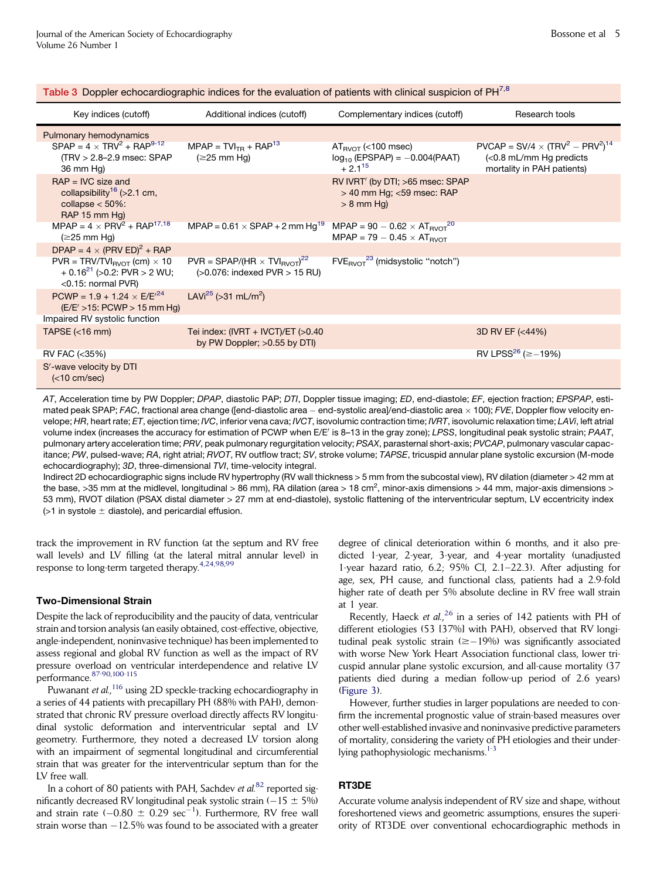Table 3 Doppler echocardiographic indices for the evaluation of patients with clinical suspicion of PH[7,8]

| Key indices (cutoff) | Additional indices (cutoff) | Complementary indices (cutoff) | Research tools |
|---|---|---|---|
| Pulmonary hemodynamics | | | |
| $SPAP = 4 \times TRV^2 + RAP$[9-12] (TRV > 2.8–2.9 msec: SPAP 36 mm Hg) | $MPAP = TVI_{TR} + RAP$[13] (≥25 mm Hg) | $AT_{RVOT}$ (<100 msec) $\log_{10}(EPSPAP) = -0.004(PAAT) + 2.1$[15] | $PVCAP = SV/4 \times (TRV^2 - PRV^2)$[14] (<0.8 mL/mm Hg predicts mortality in PAH patients) |
| RAP = IVC size and collapsibility[16] (>2.1 cm, collapse < 50%: RAP 15 mm Hg) | | RV IVRT′ (by DTI; >65 msec: SPAP > 40 mm Hg; <59 msec: RAP > 8 mm Hg) | |
| $MPAP = 4 \times PRV^2 + RAP$[17,18] (≥25 mm Hg) | $MPAP = 0.61 \times SPAP + 2$ mm Hg[19] | $MPAP = 90 - 0.62 \times AT_{RVOT}$[20] $MPAP = 79 - 0.45 \times AT_{RVOT}$ | |
| $DPAP = 4 \times (PRV\ ED)^2 + RAP$ | | | |
| $PVR = TRV/TVI_{RVOT}$ (cm) $\times 10 + 0.16$[21] (>0.2: PVR > 2 WU; <0.15: normal PVR) | $PVR = SPAP/(HR \times TVI_{RVOT})$[22] (>0.076: indexed PVR > 15 RU) | $FVE_{RVOT}$[23] (midsystolic "notch") | |
| $PCWP = 1.9 + 1.24 \times E/E'$[24] (E/E′ >15: PCWP > 15 mm Hg) | LAVi[25] (>31 mL/m²) | | |
| Impaired RV systolic function | | | |
| TAPSE (<16 mm) | Tei index: (IVRT + IVCT)/ET (>0.40 by PW Doppler; >0.55 by DTI) | | 3D RV EF (<44%) |
| RV FAC (<35%) | | | RV LPSS[26] (≥−19%) |
| S′-wave velocity by DTI (<10 cm/sec) | | | |

*AT*, Acceleration time by PW Doppler; *DPAP*, diastolic PAP; *DTI*, Doppler tissue imaging; *ED*, end-diastole; *EF*, ejection fraction; *EPSPAP*, estimated peak SPAP; *FAC*, fractional area change ([end-diastolic area − end-systolic area]/end-diastolic area × 100); *FVE*, Doppler flow velocity envelope; *HR*, heart rate; *ET*, ejection time; *IVC*, inferior vena cava; *IVCT*, isovolumic contraction time; *IVRT*, isovolumic relaxation time; *LAVi*, left atrial volume index (increases the accuracy for estimation of PCWP when E/E′ is 8–13 in the gray zone); *LPSS*, longitudinal peak systolic strain; *PAAT*, pulmonary artery acceleration time; *PRV*, peak pulmonary regurgitation velocity; *PSAX*, parasternal short-axis; *PVCAP*, pulmonary vascular capacitance; *PW*, pulsed-wave; *RA*, right atrial; *RVOT*, RV outflow tract; *SV*, stroke volume; *TAPSE*, tricuspid annular plane systolic excursion (M-mode echocardiography); *3D*, three-dimensional *TVI*, time-velocity integral.

Indirect 2D echocardiographic signs include RV hypertrophy (RV wall thickness > 5 mm from the subcostal view), RV dilation (diameter > 42 mm at the base, >35 mm at the midlevel, longitudinal > 86 mm), RA dilation (area > 18 cm², minor-axis dimensions > 44 mm, major-axis dimensions > 53 mm), RVOT dilation (PSAX distal diameter > 27 mm at end-diastole), systolic flattening of the interventricular septum, LV eccentricity index (>1 in systole ± diastole), and pericardial effusion.

track the improvement in RV function (at the septum and RV free wall levels) and LV filling (at the lateral mitral annular level) in response to long-term targeted therapy.[4,24,98,99]

## Two-Dimensional Strain

Despite the lack of reproducibility and the paucity of data, ventricular strain and torsion analysis (an easily obtained, cost-effective, objective, angle-independent, noninvasive technique) has been implemented to assess regional and global RV function as well as the impact of RV pressure overload on ventricular interdependence and relative LV performance.[87-90,100-115]

Puwanant *et al.*,[116] using 2D speckle-tracking echocardiography in a series of 44 patients with precapillary PH (88% with PAH), demonstrated that chronic RV pressure overload directly affects RV longitudinal systolic deformation and interventricular septal and LV geometry. Furthermore, they noted a decreased LV torsion along with an impairment of segmental longitudinal and circumferential strain that was greater for the interventricular septum than for the LV free wall.

In a cohort of 80 patients with PAH, Sachdev *et al.*[82] reported significantly decreased RV longitudinal peak systolic strain (−15 ± 5%) and strain rate (−0.80 ± 0.29 $sec^{-1}$). Furthermore, RV free wall strain worse than −12.5% was found to be associated with a greater degree of clinical deterioration within 6 months, and it also predicted 1-year, 2-year, 3-year, and 4-year mortality (unadjusted 1-year hazard ratio, 6.2; 95% CI, 2.1–22.3). After adjusting for age, sex, PH cause, and functional class, patients had a 2.9-fold higher rate of death per 5% absolute decline in RV free wall strain at 1 year.

Recently, Haeck *et al.*,[26] in a series of 142 patients with PH of different etiologies (53 [37%] with PAH), observed that RV longitudinal peak systolic strain (≥−19%) was significantly associated with worse New York Heart Association functional class, lower tricuspid annular plane systolic excursion, and all-cause mortality (37 patients died during a median follow-up period of 2.6 years) (Figure 3).

However, further studies in larger populations are needed to confirm the incremental prognostic value of strain-based measures over other well-established invasive and noninvasive predictive parameters of mortality, considering the variety of PH etiologies and their underlying pathophysiologic mechanisms.[1-3]

## RT3DE

Accurate volume analysis independent of RV size and shape, without foreshortened views and geometric assumptions, ensures the superiority of RT3DE over conventional echocardiographic methods in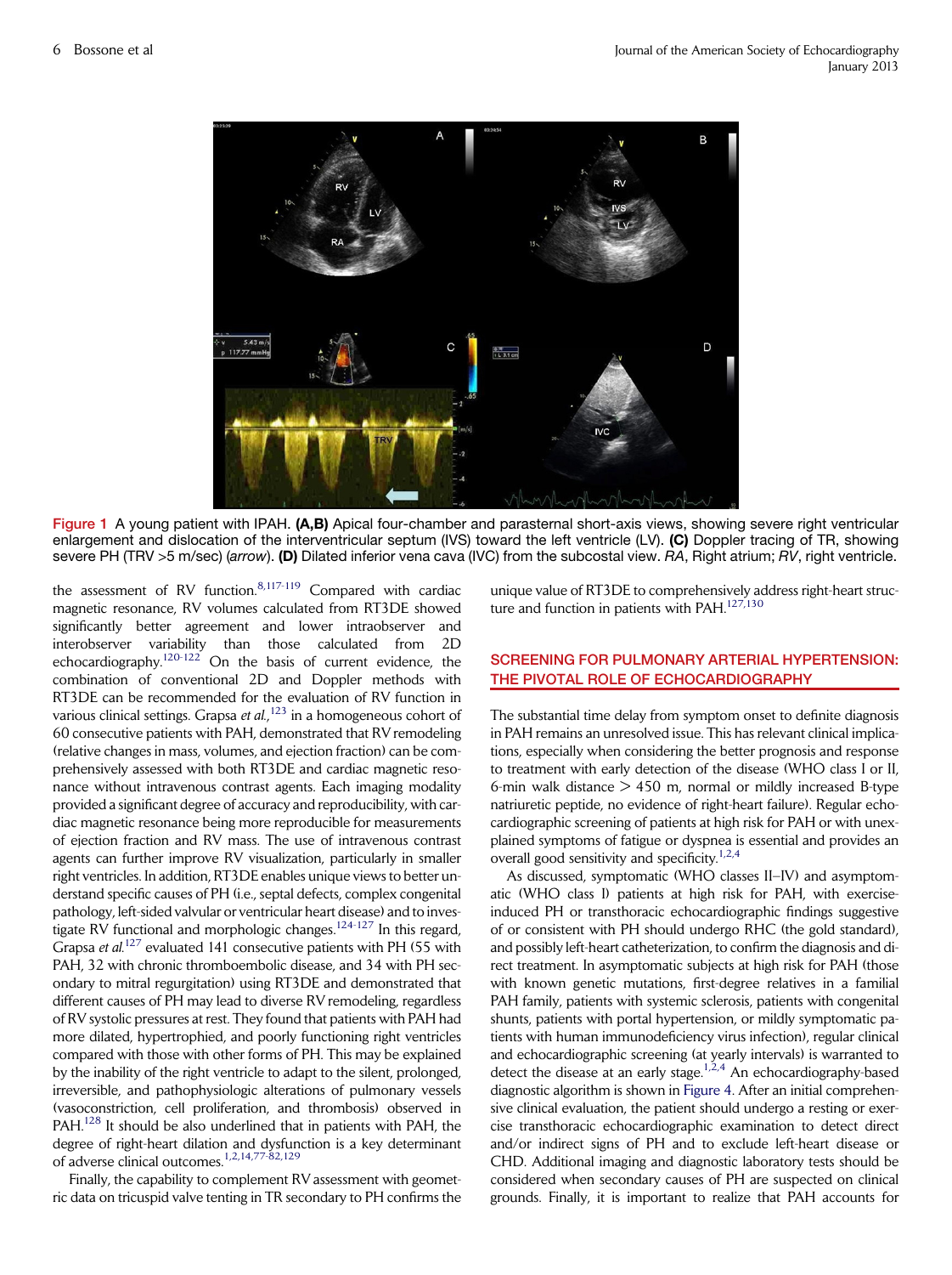Figure 1 A young patient with IPAH. **(A,B)** Apical four-chamber and parasternal short-axis views, showing severe right ventricular enlargement and dislocation of the interventricular septum (IVS) toward the left ventricle (LV). **(C)** Doppler tracing of TR, showing severe PH (TRV >5 m/sec) (*arrow*). **(D)** Dilated inferior vena cava (IVC) from the subcostal view. *RA*, Right atrium; *RV*, right ventricle.

the assessment of RV function.[8,117-119] Compared with cardiac magnetic resonance, RV volumes calculated from RT3DE showed significantly better agreement and lower intraobserver and interobserver variability than those calculated from 2D echocardiography.[120-122] On the basis of current evidence, the combination of conventional 2D and Doppler methods with RT3DE can be recommended for the evaluation of RV function in various clinical settings. Grapsa *et al.*,[123] in a homogeneous cohort of 60 consecutive patients with PAH, demonstrated that RV remodeling (relative changes in mass, volumes, and ejection fraction) can be comprehensively assessed with both RT3DE and cardiac magnetic resonance without intravenous contrast agents. Each imaging modality provided a significant degree of accuracy and reproducibility, with cardiac magnetic resonance being more reproducible for measurements of ejection fraction and RV mass. The use of intravenous contrast agents can further improve RV visualization, particularly in smaller right ventricles. In addition, RT3DE enables unique views to better understand specific causes of PH (i.e., septal defects, complex congenital pathology, left-sided valvular or ventricular heart disease) and to investigate RV functional and morphologic changes.[124-127] In this regard, Grapsa *et al.*[127] evaluated 141 consecutive patients with PH (55 with PAH, 32 with chronic thromboembolic disease, and 34 with PH secondary to mitral regurgitation) using RT3DE and demonstrated that different causes of PH may lead to diverse RV remodeling, regardless of RV systolic pressures at rest. They found that patients with PAH had more dilated, hypertrophied, and poorly functioning right ventricles compared with those with other forms of PH. This may be explained by the inability of the right ventricle to adapt to the silent, prolonged, irreversible, and pathophysiologic alterations of pulmonary vessels (vasoconstriction, cell proliferation, and thrombosis) observed in PAH.[128] It should be also underlined that in patients with PAH, the degree of right-heart dilation and dysfunction is a key determinant of adverse clinical outcomes.[1,2,14,77-82,129]

Finally, the capability to complement RV assessment with geometric data on tricuspid valve tenting in TR secondary to PH confirms the unique value of RT3DE to comprehensively address right-heart structure and function in patients with PAH.[127,130]

## SCREENING FOR PULMONARY ARTERIAL HYPERTENSION: THE PIVOTAL ROLE OF ECHOCARDIOGRAPHY

The substantial time delay from symptom onset to definite diagnosis in PAH remains an unresolved issue. This has relevant clinical implications, especially when considering the better prognosis and response to treatment with early detection of the disease (WHO class I or II, 6-min walk distance > 450 m, normal or mildly increased B-type natriuretic peptide, no evidence of right-heart failure). Regular echocardiographic screening of patients at high risk for PAH or with unexplained symptoms of fatigue or dyspnea is essential and provides an overall good sensitivity and specificity.[1,2,4]

As discussed, symptomatic (WHO classes II–IV) and asymptomatic (WHO class I) patients at high risk for PAH, with exercise-induced PH or transthoracic echocardiographic findings suggestive of or consistent with PH should undergo RHC (the gold standard), and possibly left-heart catheterization, to confirm the diagnosis and direct treatment. In asymptomatic subjects at high risk for PAH (those with known genetic mutations, first-degree relatives in a familial PAH family, patients with systemic sclerosis, patients with congenital shunts, patients with portal hypertension, or mildly symptomatic patients with human immunodeficiency virus infection), regular clinical and echocardiographic screening (at yearly intervals) is warranted to detect the disease at an early stage.[1,2,4] An echocardiography-based diagnostic algorithm is shown in Figure 4. After an initial comprehensive clinical evaluation, the patient should undergo a resting or exercise transthoracic echocardiographic examination to detect direct and/or indirect signs of PH and to exclude left-heart disease or CHD. Additional imaging and diagnostic laboratory tests should be considered when secondary causes of PH are suspected on clinical grounds. Finally, it is important to realize that PAH accounts for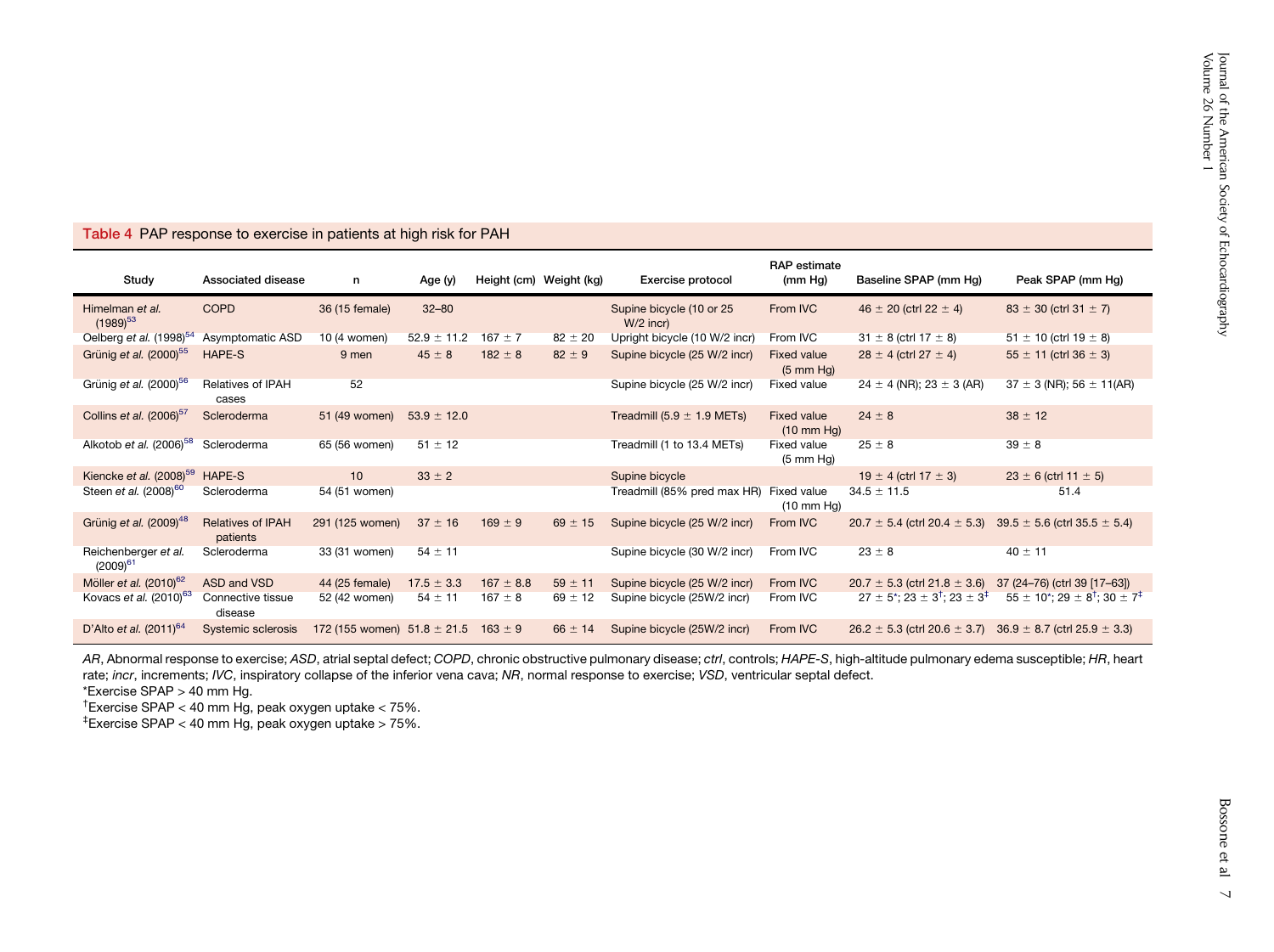**Table 4** PAP response to exercise in patients at high risk for PAH

| Study | Associated disease | n | Age (y) | Height (cm) | Weight (kg) | Exercise protocol | RAP estimate (mm Hg) | Baseline SPAP (mm Hg) | Peak SPAP (mm Hg) |
|---|---|---|---|---|---|---|---|---|---|
| Himelman *et al.* (1989)[53] | COPD | 36 (15 female) | 32–80 | | | Supine bicycle (10 or 25 W/2 incr) | From IVC | 46 ± 20 (ctrl 22 ± 4) | 83 ± 30 (ctrl 31 ± 7) |
| Oelberg *et al.* (1998)[54] | Asymptomatic ASD | 10 (4 women) | 52.9 ± 11.2 | 167 ± 7 | 82 ± 20 | Upright bicycle (10 W/2 incr) | From IVC | 31 ± 8 (ctrl 17 ± 8) | 51 ± 10 (ctrl 19 ± 8) |
| Grünig *et al.* (2000)[55] | HAPE-S | 9 men | 45 ± 8 | 182 ± 8 | 82 ± 9 | Supine bicycle (25 W/2 incr) | Fixed value (5 mm Hg) | 28 ± 4 (ctrl 27 ± 4) | 55 ± 11 (ctrl 36 ± 3) |
| Grünig *et al.* (2000)[56] | Relatives of IPAH cases | 52 | | | | Supine bicycle (25 W/2 incr) | Fixed value | 24 ± 4 (NR); 23 ± 3 (AR) | 37 ± 3 (NR); 56 ± 11(AR) |
| Collins *et al.* (2006)[57] | Scleroderma | 51 (49 women) | 53.9 ± 12.0 | | | Treadmill (5.9 ± 1.9 METs) | Fixed value (10 mm Hg) | 24 ± 8 | 38 ± 12 |
| Alkotob *et al.* (2006)[58] | Scleroderma | 65 (56 women) | 51 ± 12 | | | Treadmill (1 to 13.4 METs) | Fixed value (5 mm Hg) | 25 ± 8 | 39 ± 8 |
| Kiencke *et al.* (2008)[59] | HAPE-S | 10 | 33 ± 2 | | | Supine bicycle | | 19 ± 4 (ctrl 17 ± 3) | 23 ± 6 (ctrl 11 ± 5) |
| Steen *et al.* (2008)[60] | Scleroderma | 54 (51 women) | | | | Treadmill (85% pred max HR) | Fixed value (10 mm Hg) | 34.5 ± 11.5 | 51.4 |
| Grünig *et al.* (2009)[48] | Relatives of IPAH patients | 291 (125 women) | 37 ± 16 | 169 ± 9 | 69 ± 15 | Supine bicycle (25 W/2 incr) | From IVC | 20.7 ± 5.4 (ctrl 20.4 ± 5.3) | 39.5 ± 5.6 (ctrl 35.5 ± 5.4) |
| Reichenberger *et al.* (2009)[61] | Scleroderma | 33 (31 women) | 54 ± 11 | | | Supine bicycle (30 W/2 incr) | From IVC | 23 ± 8 | 40 ± 11 |
| Möller *et al.* (2010)[62] | ASD and VSD | 44 (25 female) | 17.5 ± 3.3 | 167 ± 8.8 | 59 ± 11 | Supine bicycle (25 W/2 incr) | From IVC | 20.7 ± 5.3 (ctrl 21.8 ± 3.6) | 37 (24–76) (ctrl 39 [17–63]) |
| Kovacs *et al.* (2010)[63] | Connective tissue disease | 52 (42 women) | 54 ± 11 | 167 ± 8 | 69 ± 12 | Supine bicycle (25W/2 incr) | From IVC | 27 ± 5*; 23 ± 3†; 23 ± 3‡ | 55 ± 10*; 29 ± 8†; 30 ± 7‡ |
| D'Alto *et al.* (2011)[64] | Systemic sclerosis | 172 (155 women) | 51.8 ± 21.5 | 163 ± 9 | 66 ± 14 | Supine bicycle (25W/2 incr) | From IVC | 26.2 ± 5.3 (ctrl 20.6 ± 3.7) | 36.9 ± 8.7 (ctrl 25.9 ± 3.3) |

*AR*, Abnormal response to exercise; *ASD*, atrial septal defect; *COPD*, chronic obstructive pulmonary disease; *ctrl*, controls; *HAPE-S*, high-altitude pulmonary edema susceptible; *HR*, heart rate; *incr*, increments; *IVC*, inspiratory collapse of the inferior vena cava; *NR*, normal response to exercise; *VSD*, ventricular septal defect.

*Exercise SPAP > 40 mm Hg.

†Exercise SPAP < 40 mm Hg, peak oxygen uptake < 75%.

‡Exercise SPAP < 40 mm Hg, peak oxygen uptake > 75%.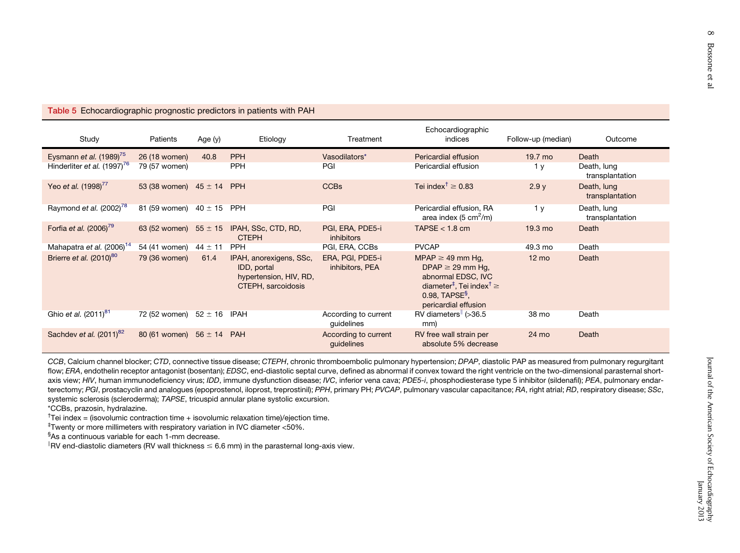**Table 5** Echocardiographic prognostic predictors in patients with PAH

| Study | Patients | Age (y) | Etiology | Treatment | Echocardiographic indices | Follow-up (median) | Outcome |
|---|---|---|---|---|---|---|---|
| Eysmann *et al.* (1989)[75] | 26 (18 women) | 40.8 | PPH | Vasodilators* | Pericardial effusion | 19.7 mo | Death |
| Hinderliter *et al.* (1997)[76] | 79 (57 women) | | PPH | PGI | Pericardial effusion | 1 y | Death, lung transplantation |
| Yeo *et al.* (1998)[77] | 53 (38 women) | 45 ± 14 | PPH | CCBs | Tei index† ≥ 0.83 | 2.9 y | Death, lung transplantation |
| Raymond *et al.* (2002)[78] | 81 (59 women) | 40 ± 15 | PPH | PGI | Pericardial effusion, RA area index (5 $cm^2$/m) | 1 y | Death, lung transplantation |
| Forfia *et al.* (2006)[79] | 63 (52 women) | 55 ± 15 | IPAH, SSc, CTD, RD, CTEPH | PGI, ERA, PDE5-i inhibitors | TAPSE < 1.8 cm | 19.3 mo | Death |
| Mahapatra *et al.* (2006)[14] | 54 (41 women) | 44 ± 11 | PPH | PGI, ERA, CCBs | PVCAP | 49.3 mo | Death |
| Brierre *et al.* (2010)[80] | 79 (36 women) | 61.4 | IPAH, anorexigens, SSc, IDD, portal hypertension, HIV, RD, CTEPH, sarcoidosis | ERA, PGI, PDE5-i inhibitors, PEA | MPAP ≥ 49 mm Hg, DPAP ≥ 29 mm Hg, abnormal EDSC, IVC diameter‡, Tei index† ≥ 0.98, TAPSE§, pericardial effusion | 12 mo | Death |
| Ghio *et al.* (2011)[81] | 72 (52 women) | 52 ± 16 | IPAH | According to current guidelines | RV diameters‖ (>36.5 mm) | 38 mo | Death |
| Sachdev *et al.* (2011)[82] | 80 (61 women) | 56 ± 14 | PAH | According to current guidelines | RV free wall strain per absolute 5% decrease | 24 mo | Death |

*CCB*, Calcium channel blocker; *CTD*, connective tissue disease; *CTEPH*, chronic thromboembolic pulmonary hypertension; *DPAP*, diastolic PAP as measured from pulmonary regurgitant flow; *ERA*, endothelin receptor antagonist (bosentan); *EDSC*, end-diastolic septal curve, defined as abnormal if convex toward the right ventricle on the two-dimensional parasternal short-axis view; *HIV*, human immunodeficiency virus; *IDD*, immune dysfunction disease; *IVC*, inferior vena cava; *PDE5-i*, phosphodiesterase type 5 inhibitor (sildenafil); *PEA*, pulmonary endarterectomy; *PGI*, prostacyclin and analogues (epoprostenol, iloprost, treprostinil); *PPH*, primary PH; *PVCAP*, pulmonary vascular capacitance; *RA*, right atrial; *RD*, respiratory disease; *SSc*, systemic sclerosis (scleroderma); *TAPSE*, tricuspid annular plane systolic excursion.

*CCBs, prazosin, hydralazine.

†Tei index = (isovolumic contraction time + isovolumic relaxation time)/ejection time.

‡Twenty or more millimeters with respiratory variation in IVC diameter <50%.

§As a continuous variable for each 1-mm decrease.

‖RV end-diastolic diameters (RV wall thickness ≤ 6.6 mm) in the parasternal long-axis view.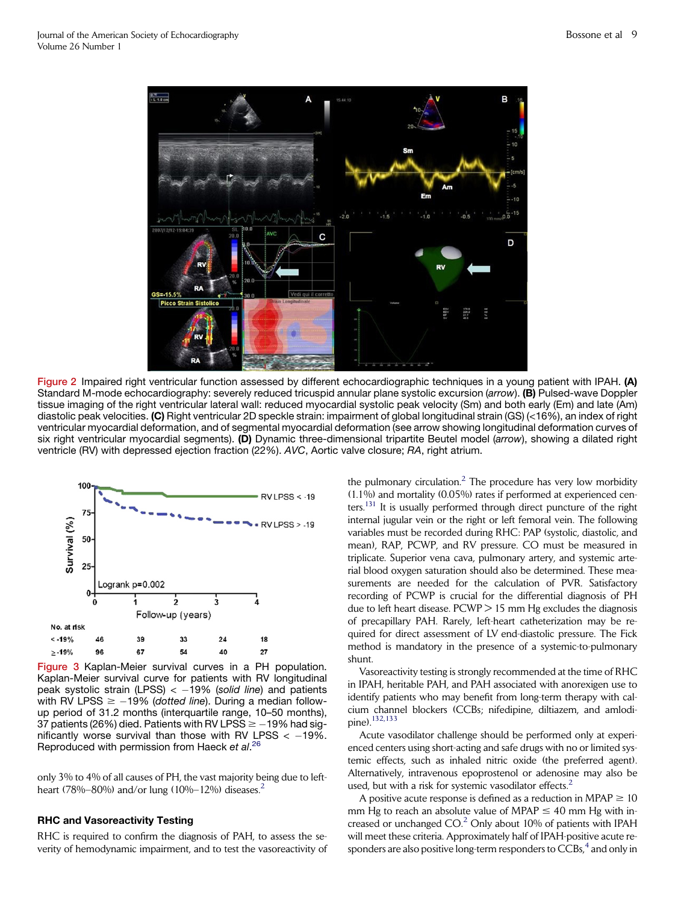Figure 2 Impaired right ventricular function assessed by different echocardiographic techniques in a young patient with IPAH. **(A)** Standard M-mode echocardiography: severely reduced tricuspid annular plane systolic excursion (*arrow*). **(B)** Pulsed-wave Doppler tissue imaging of the right ventricular lateral wall: reduced myocardial systolic peak velocity (Sm) and both early (Em) and late (Am) diastolic peak velocities. **(C)** Right ventricular 2D speckle strain: impairment of global longitudinal strain (GS) (<16%), an index of right ventricular myocardial deformation, and of segmental myocardial deformation (see arrow showing longitudinal deformation curves of six right ventricular myocardial segments). **(D)** Dynamic three-dimensional tripartite Beutel model (*arrow*), showing a dilated right ventricle (RV) with depressed ejection fraction (22%). *AVC*, Aortic valve closure; *RA*, right atrium.

Figure 3 Kaplan-Meier survival curves in a PH population. Kaplan-Meier survival curve for patients with RV longitudinal peak systolic strain (LPSS) < −19% (*solid line*) and patients with RV LPSS ≥ −19% (*dotted line*). During a median follow-up period of 31.2 months (interquartile range, 10–50 months), 37 patients (26%) died. Patients with RV LPSS ≥ −19% had significantly worse survival than those with RV LPSS < −19%. Reproduced with permission from Haeck *et al*.[26]

only 3% to 4% of all causes of PH, the vast majority being due to left-heart (78%–80%) and/or lung (10%–12%) diseases.[2]

## RHC and Vasoreactivity Testing

RHC is required to confirm the diagnosis of PAH, to assess the severity of hemodynamic impairment, and to test the vasoreactivity of the pulmonary circulation.[2] The procedure has very low morbidity (1.1%) and mortality (0.05%) rates if performed at experienced centers.[131] It is usually performed through direct puncture of the right internal jugular vein or the right or left femoral vein. The following variables must be recorded during RHC: PAP (systolic, diastolic, and mean), RAP, PCWP, and RV pressure. CO must be measured in triplicate. Superior vena cava, pulmonary artery, and systemic arterial blood oxygen saturation should also be determined. These measurements are needed for the calculation of PVR. Satisfactory recording of PCWP is crucial for the differential diagnosis of PH due to left heart disease. PCWP > 15 mm Hg excludes the diagnosis of precapillary PAH. Rarely, left-heart catheterization may be required for direct assessment of LV end-diastolic pressure. The Fick method is mandatory in the presence of a systemic-to-pulmonary shunt.

Vasoreactivity testing is strongly recommended at the time of RHC in IPAH, heritable PAH, and PAH associated with anorexigen use to identify patients who may benefit from long-term therapy with calcium channel blockers (CCBs; nifedipine, diltiazem, and amlodipine).[132,133]

Acute vasodilator challenge should be performed only at experienced centers using short-acting and safe drugs with no or limited systemic effects, such as inhaled nitric oxide (the preferred agent). Alternatively, intravenous epoprostenol or adenosine may also be used, but with a risk for systemic vasodilator effects.[2]

A positive acute response is defined as a reduction in MPAP ≥ 10 mm Hg to reach an absolute value of MPAP ≤ 40 mm Hg with increased or unchanged CO.[2] Only about 10% of patients with IPAH will meet these criteria. Approximately half of IPAH-positive acute responders are also positive long-term responders to CCBs,[4] and only in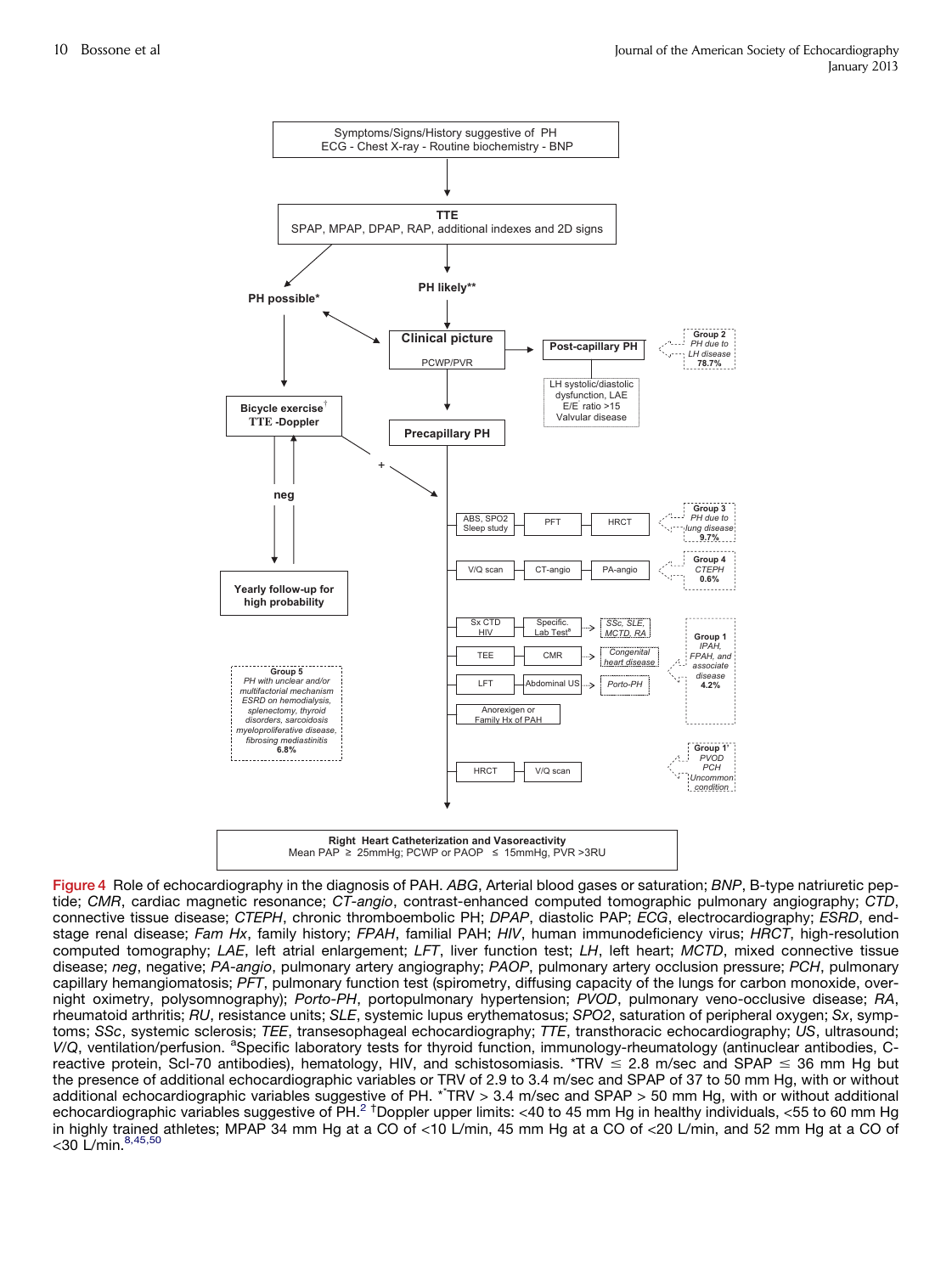Symptoms/Signs/History suggestive of PH
ECG - Chest X-ray - Routine biochemistry - BNP

**TTE**
SPAP, MPAP, DPAP, RAP, additional indexes and 2D signs

**PH possible***

**PH likely****

**Clinical picture**
PCWP/PVR

**Post-capillary PH**

LH systolic/diastolic dysfunction, LAE
E/E ratio >15
Valvular disease

**Group 2**
*PH due to LH disease*
**78.7%**

**Bicycle exercise**[†]
**TTE -Doppler**

**neg**

**+**

**Yearly follow-up for high probability**

**Precapillary PH**

ABS, SPO2 Sleep study — PFT — HRCT

**Group 3**
*PH due to lung disease*
**9.7%**

V/Q scan — CT-angio — PA-angio

**Group 4**
*CTEPH*
**0.6%**

Sx CTD HIV — Specific. Lab Test[a] — *SSc, SLE, MCTD, RA*

TEE — CMR — *Congenital heart disease*

LFT — Abdominal US — *Porto-PH*

Anorexigen or Family Hx of PAH

**Group 1**
*IPAH, FPAH, and associate disease*
**4.2%**

**Group 5**
*PH with unclear and/or multifactorial mechanism ESRD on hemodialysis, splenectomy, thyroid disorders, sarcoidosis myeloproliferative disease, fibrosing mediastinitis*
**6.8%**

HRCT — V/Q scan

**Group 1'**
*PVOD*
*PCH*
*Uncommon condition*

**Right Heart Catheterization and Vasoreactivity**
Mean PAP ≥ 25mmHg; PCWP or PAOP ≤ 15mmHg, PVR >3RU

Figure 4 Role of echocardiography in the diagnosis of PAH. *ABG*, Arterial blood gases or saturation; *BNP*, B-type natriuretic peptide; *CMR*, cardiac magnetic resonance; *CT-angio*, contrast-enhanced computed tomographic pulmonary angiography; *CTD*, connective tissue disease; *CTEPH*, chronic thromboembolic PH; *DPAP*, diastolic PAP; *ECG*, electrocardiography; *ESRD*, end-stage renal disease; *Fam Hx*, family history; *FPAH*, familial PAH; *HIV*, human immunodeficiency virus; *HRCT*, high-resolution computed tomography; *LAE*, left atrial enlargement; *LFT*, liver function test; *LH*, left heart; *MCTD*, mixed connective tissue disease; *neg*, negative; *PA-angio*, pulmonary artery angiography; *PAOP*, pulmonary artery occlusion pressure; *PCH*, pulmonary capillary hemangiomatosis; *PFT*, pulmonary function test (spirometry, diffusing capacity of the lungs for carbon monoxide, overnight oximetry, polysomnography); *Porto-PH*, portopulmonary hypertension; *PVOD*, pulmonary veno-occlusive disease; *RA*, rheumatoid arthritis; *RU*, resistance units; *SLE*, systemic lupus erythematosus; *SPO2*, saturation of peripheral oxygen; *Sx*, symptoms; *SSc*, systemic sclerosis; *TEE*, transesophageal echocardiography; *TTE*, transthoracic echocardiography; *US*, ultrasound; *V/Q*, ventilation/perfusion. [a]Specific laboratory tests for thyroid function, immunology-rheumatology (antinuclear antibodies, C-reactive protein, Scl-70 antibodies), hematology, HIV, and schistosomiasis. *TRV ≤ 2.8 m/sec and SPAP ≤ 36 mm Hg but the presence of additional echocardiographic variables or TRV of 2.9 to 3.4 m/sec and SPAP of 37 to 50 mm Hg, with or without additional echocardiographic variables suggestive of PH. **TRV > 3.4 m/sec and SPAP > 50 mm Hg, with or without additional echocardiographic variables suggestive of PH.[2] [†]Doppler upper limits: <40 to 45 mm Hg in healthy individuals, <55 to 60 mm Hg in highly trained athletes; MPAP 34 mm Hg at a CO of <10 L/min, 45 mm Hg at a CO of <20 L/min, and 52 mm Hg at a CO of <30 L/min.[8,45,50]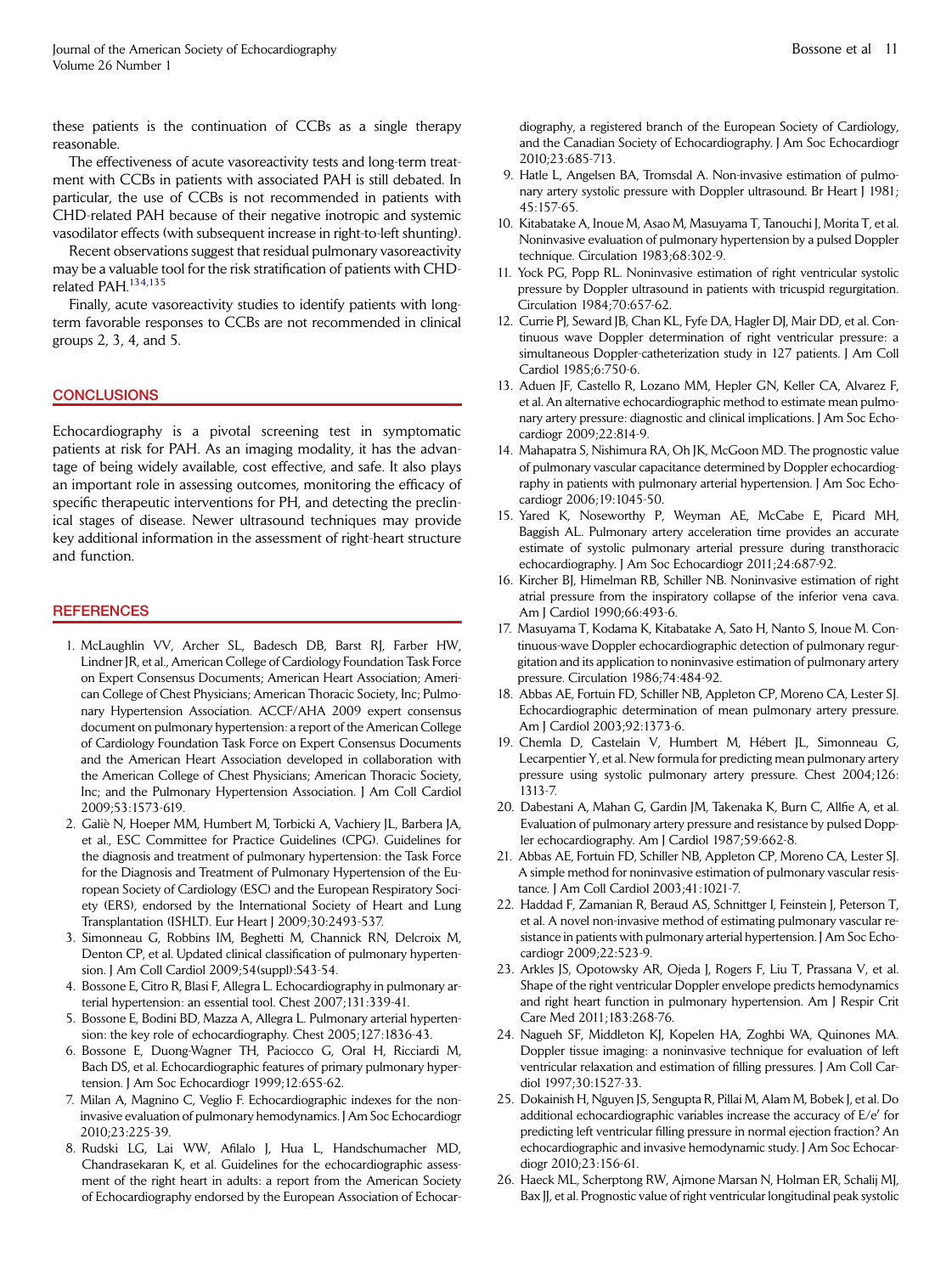these patients is the continuation of CCBs as a single therapy reasonable.

The effectiveness of acute vasoreactivity tests and long-term treatment with CCBs in patients with associated PAH is still debated. In particular, the use of CCBs is not recommended in patients with CHD-related PAH because of their negative inotropic and systemic vasodilator effects (with subsequent increase in right-to-left shunting).

Recent observations suggest that residual pulmonary vasoreactivity may be a valuable tool for the risk stratification of patients with CHD-related PAH.[134,135]

Finally, acute vasoreactivity studies to identify patients with long-term favorable responses to CCBs are not recommended in clinical groups 2, 3, 4, and 5.

## CONCLUSIONS

Echocardiography is a pivotal screening test in symptomatic patients at risk for PAH. As an imaging modality, it has the advantage of being widely available, cost effective, and safe. It also plays an important role in assessing outcomes, monitoring the efficacy of specific therapeutic interventions for PH, and detecting the preclinical stages of disease. Newer ultrasound techniques may provide key additional information in the assessment of right-heart structure and function.

## REFERENCES

1. McLaughlin VV, Archer SL, Badesch DB, Barst RJ, Farber HW, Lindner JR, et al., American College of Cardiology Foundation Task Force on Expert Consensus Documents; American Heart Association; American College of Chest Physicians; American Thoracic Society, Inc; Pulmonary Hypertension Association. ACCF/AHA 2009 expert consensus document on pulmonary hypertension: a report of the American College of Cardiology Foundation Task Force on Expert Consensus Documents and the American Heart Association developed in collaboration with the American College of Chest Physicians; American Thoracic Society, Inc; and the Pulmonary Hypertension Association. J Am Coll Cardiol 2009;53:1573-619.
2. Galiè N, Hoeper MM, Humbert M, Torbicki A, Vachiery JL, Barbera JA, et al., ESC Committee for Practice Guidelines (CPG). Guidelines for the diagnosis and treatment of pulmonary hypertension: the Task Force for the Diagnosis and Treatment of Pulmonary Hypertension of the European Society of Cardiology (ESC) and the European Respiratory Society (ERS), endorsed by the International Society of Heart and Lung Transplantation (ISHLT). Eur Heart J 2009;30:2493-537.
3. Simonneau G, Robbins IM, Beghetti M, Channick RN, Delcroix M, Denton CP, et al. Updated clinical classification of pulmonary hypertension. J Am Coll Cardiol 2009;54(suppl):S43-54.
4. Bossone E, Citro R, Blasi F, Allegra L. Echocardiography in pulmonary arterial hypertension: an essential tool. Chest 2007;131:339-41.
5. Bossone E, Bodini BD, Mazza A, Allegra L. Pulmonary arterial hypertension: the key role of echocardiography. Chest 2005;127:1836-43.
6. Bossone E, Duong-Wagner TH, Paciocco G, Oral H, Ricciardi M, Bach DS, et al. Echocardiographic features of primary pulmonary hypertension. J Am Soc Echocardiogr 1999;12:655-62.
7. Milan A, Magnino C, Veglio F. Echocardiographic indexes for the non-invasive evaluation of pulmonary hemodynamics. J Am Soc Echocardiogr 2010;23:225-39.
8. Rudski LG, Lai WW, Afilalo J, Hua L, Handschumacher MD, Chandrasekaran K, et al. Guidelines for the echocardiographic assessment of the right heart in adults: a report from the American Society of Echocardiography endorsed by the European Association of Echocardiography, a registered branch of the European Society of Cardiology, and the Canadian Society of Echocardiography. J Am Soc Echocardiogr 2010;23:685-713.
9. Hatle L, Angelsen BA, Tromsdal A. Non-invasive estimation of pulmonary artery systolic pressure with Doppler ultrasound. Br Heart J 1981;45:157-65.
10. Kitabatake A, Inoue M, Asao M, Masuyama T, Tanouchi J, Morita T, et al. Noninvasive evaluation of pulmonary hypertension by a pulsed Doppler technique. Circulation 1983;68:302-9.
11. Yock PG, Popp RL. Noninvasive estimation of right ventricular systolic pressure by Doppler ultrasound in patients with tricuspid regurgitation. Circulation 1984;70:657-62.
12. Currie PJ, Seward JB, Chan KL, Fyfe DA, Hagler DJ, Mair DD, et al. Continuous wave Doppler determination of right ventricular pressure: a simultaneous Doppler-catheterization study in 127 patients. J Am Coll Cardiol 1985;6:750-6.
13. Aduen JF, Castello R, Lozano MM, Hepler GN, Keller CA, Alvarez F, et al. An alternative echocardiographic method to estimate mean pulmonary artery pressure: diagnostic and clinical implications. J Am Soc Echocardiogr 2009;22:814-9.
14. Mahapatra S, Nishimura RA, Oh JK, McGoon MD. The prognostic value of pulmonary vascular capacitance determined by Doppler echocardiography in patients with pulmonary arterial hypertension. J Am Soc Echocardiogr 2006;19:1045-50.
15. Yared K, Noseworthy P, Weyman AE, McCabe E, Picard MH, Baggish AL. Pulmonary artery acceleration time provides an accurate estimate of systolic pulmonary arterial pressure during transthoracic echocardiography. J Am Soc Echocardiogr 2011;24:687-92.
16. Kircher BJ, Himelman RB, Schiller NB. Noninvasive estimation of right atrial pressure from the inspiratory collapse of the inferior vena cava. Am J Cardiol 1990;66:493-6.
17. Masuyama T, Kodama K, Kitabatake A, Sato H, Nanto S, Inoue M. Continuous-wave Doppler echocardiographic detection of pulmonary regurgitation and its application to noninvasive estimation of pulmonary artery pressure. Circulation 1986;74:484-92.
18. Abbas AE, Fortuin FD, Schiller NB, Appleton CP, Moreno CA, Lester SJ. Echocardiographic determination of mean pulmonary artery pressure. Am J Cardiol 2003;92:1373-6.
19. Chemla D, Castelain V, Humbert M, Hébert JL, Simonneau G, Lecarpentier Y, et al. New formula for predicting mean pulmonary artery pressure using systolic pulmonary artery pressure. Chest 2004;126:1313-7.
20. Dabestani A, Mahan G, Gardin JM, Takenaka K, Burn C, Allfie A, et al. Evaluation of pulmonary artery pressure and resistance by pulsed Doppler echocardiography. Am J Cardiol 1987;59:662-8.
21. Abbas AE, Fortuin FD, Schiller NB, Appleton CP, Moreno CA, Lester SJ. A simple method for noninvasive estimation of pulmonary vascular resistance. J Am Coll Cardiol 2003;41:1021-7.
22. Haddad F, Zamanian R, Beraud AS, Schnittger I, Feinstein J, Peterson T, et al. A novel non-invasive method of estimating pulmonary vascular resistance in patients with pulmonary arterial hypertension. J Am Soc Echocardiogr 2009;22:523-9.
23. Arkles JS, Opotowsky AR, Ojeda J, Rogers F, Liu T, Prassana V, et al. Shape of the right ventricular Doppler envelope predicts hemodynamics and right heart function in pulmonary hypertension. Am J Respir Crit Care Med 2011;183:268-76.
24. Nagueh SF, Middleton KJ, Kopelen HA, Zoghbi WA, Quinones MA. Doppler tissue imaging: a noninvasive technique for evaluation of left ventricular relaxation and estimation of filling pressures. J Am Coll Cardiol 1997;30:1527-33.
25. Dokainish H, Nguyen JS, Sengupta R, Pillai M, Alam M, Bobek J, et al. Do additional echocardiographic variables increase the accuracy of E/e′ for predicting left ventricular filling pressure in normal ejection fraction? An echocardiographic and invasive hemodynamic study. J Am Soc Echocardiogr 2010;23:156-61.
26. Haeck ML, Scherptong RW, Ajmone Marsan N, Holman ER, Schalij MJ, Bax JJ, et al. Prognostic value of right ventricular longitudinal peak systolic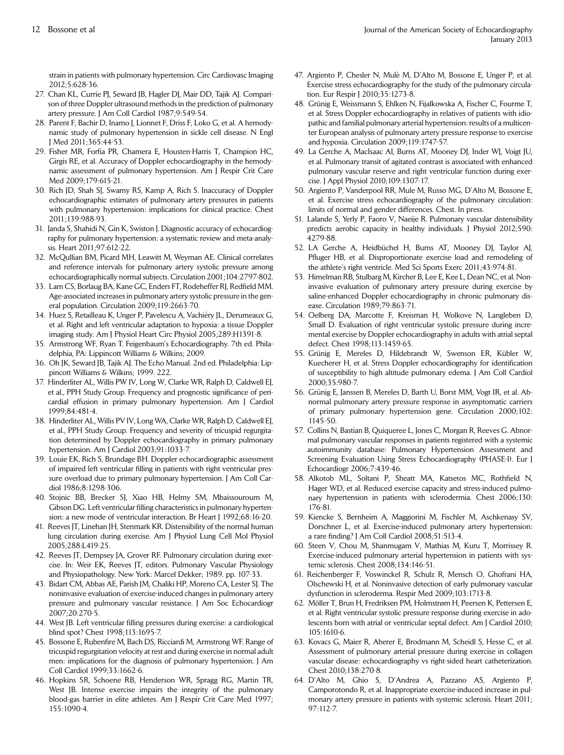strain in patients with pulmonary hypertension. Circ Cardiovasc Imaging 2012;5:628-36.

27. Chan KL, Currie PJ, Seward JB, Hagler DJ, Mair DD, Tajik AJ. Comparison of three Doppler ultrasound methods in the prediction of pulmonary artery pressure. J Am Coll Cardiol 1987;9:549-54.
28. Parent F, Bachir D, Inamo J, Lionnet F, Driss F, Loko G, et al. A hemodynamic study of pulmonary hypertension in sickle cell disease. N Engl J Med 2011;365:44-53.
29. Fisher MR, Forfia PR, Chamera E, Housten-Harris T, Champion HC, Girgis RE, et al. Accuracy of Doppler echocardiography in the hemodynamic assessment of pulmonary hypertension. Am J Respir Crit Care Med 2009;179:615-21.
30. Rich JD, Shah SJ, Swamy RS, Kamp A, Rich S. Inaccuracy of Doppler echocardiographic estimates of pulmonary artery pressures in patients with pulmonary hypertension: implications for clinical practice. Chest 2011;139:988-93.
31. Janda S, Shahidi N, Gin K, Swiston J. Diagnostic accuracy of echocardiography for pulmonary hypertension: a systematic review and meta-analysis. Heart 2011;97:612-22.
32. McQullian BM, Picard MH, Leawitt M, Weyman AE. Clinical correlates and reference intervals for pulmonary artery systolic pressure among echocardiographically normal subjects. Circulation 2001;104:2797-802.
33. Lam CS, Borlaug BA, Kane GC, Enders FT, Rodeheffer RJ, Redfield MM. Age-associated increases in pulmonary artery systolic pressure in the general population. Circulation 2009;119:2663-70.
34. Huez S, Retailleau K, Unger P, Pavelescu A, Vachiéry JL, Derumeaux G, et al. Right and left ventricular adaptation to hypoxia: a tissue Doppler imaging study. Am J Physiol Heart Circ Physiol 2005;289:H1391-8.
35. Armstrong WF, Ryan T. Feigenbaum's Echocardiography. 7th ed. Philadelphia, PA: Lippincott Williams & Wilkins; 2009.
36. Oh JK, Seward JB, Tajik AJ. The Echo Manual. 2nd ed. Philadelphia: Lippincott Williams & Wilkins; 1999. 222.
37. Hinderliter AL, Willis PW IV, Long W, Clarke WR, Ralph D, Caldwell EJ, et al., PPH Study Group. Frequency and prognostic significance of pericardial effusion in primary pulmonary hypertension. Am J Cardiol 1999;84:481-4.
38. Hinderliter AL, Willis PV IV, Long WA, Clarke WR, Ralph D, Caldwell EJ, et al., PPH Study Group. Frequency and severity of tricuspid regurgitation determined by Doppler echocardiography in primary pulmonary hypertension. Am J Cardiol 2003;91:1033-7.
39. Louie EK, Rich S, Brundage BH. Doppler echocardiographic assessment of impaired left ventricular filling in patients with right ventricular pressure overload due to primary pulmonary hypertension. J Am Coll Cardiol 1986;8:1298-306.
40. Stojnic BB, Brecker SJ, Xiao HB, Helmy SM, Mbaissouroum M, Gibson DG. Left ventricular filling characteristics in pulmonary hypertension: a new mode of ventricular interaction. Br Heart J 1992;68:16-20.
41. Reeves JT, Linehan JH, Stenmark KR. Distensibility of the normal human lung circulation during exercise. Am J Physiol Lung Cell Mol Physiol 2005;288:L419-25.
42. Reeves JT, Dempsey JA, Grover RF. Pulmonary circulation during exercise. In: Weir EK, Reeves JT, editors. Pulmonary Vascular Physiology and Physiopathology. New York: Marcel Dekker; 1989. pp. 107-33.
43. Bidart CM, Abbas AE, Parish JM, Chaliki HP, Moreno CA, Lester SJ. The noninvasive evaluation of exercise-induced changes in pulmonary artery pressure and pulmonary vascular resistance. J Am Soc Echocardiogr 2007;20:270-5.
44. West JB. Left ventricular filling pressures during exercise: a cardiological blind spot? Chest 1998;113:1695-7.
45. Bossone E, Rubenfire M, Bach DS, Ricciardi M, Armstrong WF. Range of tricuspid regurgitation velocity at rest and during exercise in normal adult men: implications for the diagnosis of pulmonary hypertension. J Am Coll Cardiol 1999;33:1662-6.
46. Hopkins SR, Schoene RB, Henderson WR, Spragg RG, Martin TR, West JB. Intense exercise impairs the integrity of the pulmonary blood-gas barrier in elite athletes. Am J Respir Crit Care Med 1997;155:1090-4.
47. Argiento P, Chesler N, Mulè M, D'Alto M, Bossone E, Unger P, et al. Exercise stress echocardiography for the study of the pulmonary circulation. Eur Respir J 2010;35:1273-8.
48. Grünig E, Weissmann S, Ehlken N, Fijalkowska A, Fischer C, Fourme T, et al. Stress Doppler echocardiography in relatives of patients with idiopathic and familial pulmonary arterial hypertension: results of a multicenter European analysis of pulmonary artery pressure response to exercise and hypoxia. Circulation 2009;119:1747-57.
49. La Gerche A, MacIsaac AI, Burns AT, Mooney DJ, Inder WJ, Voigt JU, et al. Pulmonary transit of agitated contrast is associated with enhanced pulmonary vascular reserve and right ventricular function during exercise. J Appl Physiol 2010;109:1307-17.
50. Argiento P, Vanderpool RR, Mule M, Russo MG, D'Alto M, Bossone E, et al. Exercise stress echocardiography of the pulmonary circulation: limits of normal and gender differences. Chest. In press.
51. Lalande S, Yerly P, Faoro V, Naeije R. Pulmonary vascular distensibility predicts aerobic capacity in healthy individuals. J Physiol 2012;590:4279-88.
52. LA Gerche A, Heidbüchel H, Burns AT, Mooney DJ, Taylor AJ, Pfluger HB, et al. Disproportionate exercise load and remodeling of the athlete's right ventricle. Med Sci Sports Exerc 2011;43:974-81.
53. Himelman RB, Stulbarg M, Kircher B, Lee E, Kee L, Dean NC, et al. Noninvasive evaluation of pulmonary artery pressure during exercise by saline-enhanced Doppler echocardiography in chronic pulmonary disease. Circulation 1989;79:863-71.
54. Oelberg DA, Marcotte F, Kreisman H, Wolkove N, Langleben D, Small D. Evaluation of right ventricular systolic pressure during incremental exercise by Doppler echocardiography in adults with atrial septal defect. Chest 1998;113:1459-65.
55. Grünig E, Mereles D, Hildebrandt W, Swenson ER, Kübler W, Kuecherer H, et al. Stress Doppler echocardiography for identification of susceptibility to high altitude pulmonary edema. J Am Coll Cardiol 2000;35:980-7.
56. Grünig E, Janssen B, Mereles D, Barth U, Borst MM, Vogt IR, et al. Abnormal pulmonary artery pressure response in asymptomatic carriers of primary pulmonary hypertension gene. Circulation 2000;102:1145-50.
57. Collins N, Bastian B, Quiqueree L, Jones C, Morgan R, Reeves G. Abnormal pulmonary vascular responses in patients registered with a systemic autoimmunity database: Pulmonary Hypertension Assessment and Screening Evaluation Using Stress Echocardiography (PHASE-I). Eur J Echocardiogr 2006;7:439-46.
58. Alkotob ML, Soltani P, Sheatt MA, Katsetos MC, Rothfield N, Hager WD, et al. Reduced exercise capacity and stress-induced pulmonary hypertension in patients with sclerodermia. Chest 2006;130:176-81.
59. Kiencke S, Bernheim A, Maggiorini M, Fischler M, Aschkenasy SV, Dorschner L, et al. Exercise-induced pulmonary artery hypertension: a rare finding? J Am Coll Cardiol 2008;51:513-4.
60. Steen V, Chou M, Shanmugam V, Mathias M, Kuru T, Morrissey R. Exercise-induced pulmonary arterial hypertension in patients with systemic sclerosis. Chest 2008;134:146-51.
61. Reichenberger F, Voswinckel R, Schulz R, Mensch O, Ghofrani HA, Olschewski H, et al. Noninvasive detection of early pulmonary vascular dysfunction in scleroderma. Respir Med 2009;103:1713-8.
62. Möller T, Brun H, Fredriksen PM, Holmstrøm H, Peersen K, Pettersen E, et al. Right ventricular systolic pressure response during exercise in adolescents born with atrial or ventricular septal defect. Am J Cardiol 2010;105:1610-6.
63. Kovacs G, Maier R, Aberer E, Brodmann M, Scheidl S, Hesse C, et al. Assessment of pulmonary arterial pressure during exercise in collagen vascular disease: echocardiography vs right-sided heart catheterization. Chest 2010;138:270-8.
64. D'Alto M, Ghio S, D'Andrea A, Pazzano AS, Argiento P, Camporotondo R, et al. Inappropriate exercise-induced increase in pulmonary artery pressure in patients with systemic sclerosis. Heart 2011;97:112-7.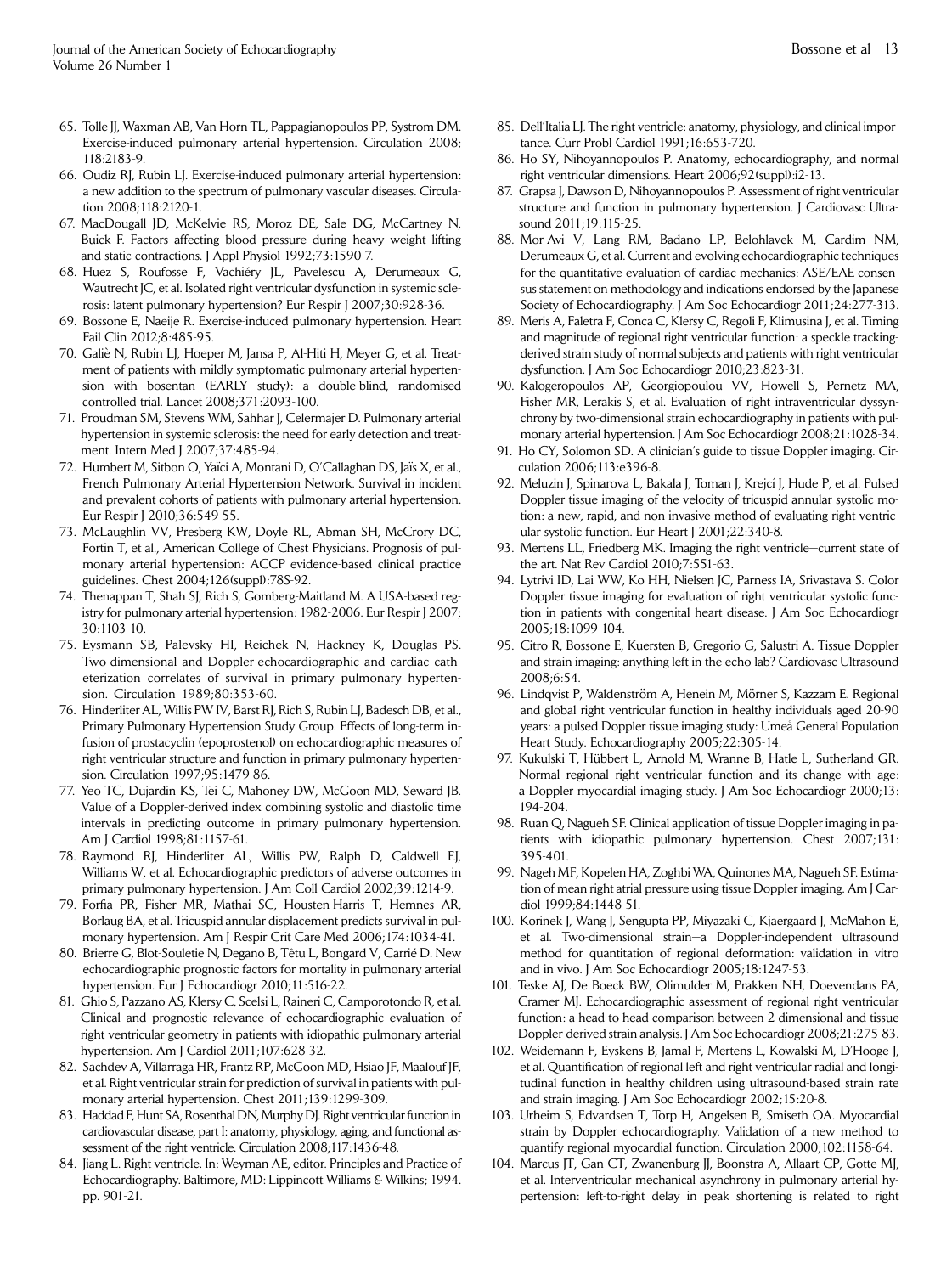65. Tolle JJ, Waxman AB, Van Horn TL, Pappagianopoulos PP, Systrom DM. Exercise-induced pulmonary arterial hypertension. Circulation 2008; 118:2183-9.
66. Oudiz RJ, Rubin LJ. Exercise-induced pulmonary arterial hypertension: a new addition to the spectrum of pulmonary vascular diseases. Circulation 2008;118:2120-1.
67. MacDougall JD, McKelvie RS, Moroz DE, Sale DG, McCartney N, Buick F. Factors affecting blood pressure during heavy weight lifting and static contractions. J Appl Physiol 1992;73:1590-7.
68. Huez S, Roufosse F, Vachiéry JL, Pavelescu A, Derumeaux G, Wautrecht JC, et al. Isolated right ventricular dysfunction in systemic sclerosis: latent pulmonary hypertension? Eur Respir J 2007;30:928-36.
69. Bossone E, Naeije R. Exercise-induced pulmonary hypertension. Heart Fail Clin 2012;8:485-95.
70. Galiè N, Rubin LJ, Hoeper M, Jansa P, Al-Hiti H, Meyer G, et al. Treatment of patients with mildly symptomatic pulmonary arterial hypertension with bosentan (EARLY study): a double-blind, randomised controlled trial. Lancet 2008;371:2093-100.
71. Proudman SM, Stevens WM, Sahhar J, Celermajer D. Pulmonary arterial hypertension in systemic sclerosis: the need for early detection and treatment. Intern Med J 2007;37:485-94.
72. Humbert M, Sitbon O, Yaïci A, Montani D, O'Callaghan DS, Jaïs X, et al., French Pulmonary Arterial Hypertension Network. Survival in incident and prevalent cohorts of patients with pulmonary arterial hypertension. Eur Respir J 2010;36:549-55.
73. McLaughlin VV, Presberg KW, Doyle RL, Abman SH, McCrory DC, Fortin T, et al., American College of Chest Physicians. Prognosis of pulmonary arterial hypertension: ACCP evidence-based clinical practice guidelines. Chest 2004;126(suppl):78S-92.
74. Thenappan T, Shah SJ, Rich S, Gomberg-Maitland M. A USA-based registry for pulmonary arterial hypertension: 1982-2006. Eur Respir J 2007; 30:1103-10.
75. Eysmann SB, Palevsky HI, Reichek N, Hackney K, Douglas PS. Two-dimensional and Doppler-echocardiographic and cardiac catheterization correlates of survival in primary pulmonary hypertension. Circulation 1989;80:353-60.
76. Hinderliter AL, Willis PW IV, Barst RJ, Rich S, Rubin LJ, Badesch DB, et al., Primary Pulmonary Hypertension Study Group. Effects of long-term infusion of prostacyclin (epoprostenol) on echocardiographic measures of right ventricular structure and function in primary pulmonary hypertension. Circulation 1997;95:1479-86.
77. Yeo TC, Dujardin KS, Tei C, Mahoney DW, McGoon MD, Seward JB. Value of a Doppler-derived index combining systolic and diastolic time intervals in predicting outcome in primary pulmonary hypertension. Am J Cardiol 1998;81:1157-61.
78. Raymond RJ, Hinderliter AL, Willis PW, Ralph D, Caldwell EJ, Williams W, et al. Echocardiographic predictors of adverse outcomes in primary pulmonary hypertension. J Am Coll Cardiol 2002;39:1214-9.
79. Forfia PR, Fisher MR, Mathai SC, Housten-Harris T, Hemnes AR, Borlaug BA, et al. Tricuspid annular displacement predicts survival in pulmonary hypertension. Am J Respir Crit Care Med 2006;174:1034-41.
80. Brierre G, Blot-Souletie N, Degano B, Têtu L, Bongard V, Carrié D. New echocardiographic prognostic factors for mortality in pulmonary arterial hypertension. Eur J Echocardiogr 2010;11:516-22.
81. Ghio S, Pazzano AS, Klersy C, Scelsi L, Raineri C, Camporotondo R, et al. Clinical and prognostic relevance of echocardiographic evaluation of right ventricular geometry in patients with idiopathic pulmonary arterial hypertension. Am J Cardiol 2011;107:628-32.
82. Sachdev A, Villarraga HR, Frantz RP, McGoon MD, Hsiao JF, Maalouf JF, et al. Right ventricular strain for prediction of survival in patients with pulmonary arterial hypertension. Chest 2011;139:1299-309.
83. Haddad F, Hunt SA, Rosenthal DN, Murphy DJ. Right ventricular function in cardiovascular disease, part I: anatomy, physiology, aging, and functional assessment of the right ventricle. Circulation 2008;117:1436-48.
84. Jiang L. Right ventricle. In: Weyman AE, editor. Principles and Practice of Echocardiography. Baltimore, MD: Lippincott Williams & Wilkins; 1994. pp. 901-21.
85. Dell'Italia LJ. The right ventricle: anatomy, physiology, and clinical importance. Curr Probl Cardiol 1991;16:653-720.
86. Ho SY, Nihoyannopoulos P. Anatomy, echocardiography, and normal right ventricular dimensions. Heart 2006;92(suppl):i2-13.
87. Grapsa J, Dawson D, Nihoyannopoulos P. Assessment of right ventricular structure and function in pulmonary hypertension. J Cardiovasc Ultrasound 2011;19:115-25.
88. Mor-Avi V, Lang RM, Badano LP, Belohlavek M, Cardim NM, Derumeaux G, et al. Current and evolving echocardiographic techniques for the quantitative evaluation of cardiac mechanics: ASE/EAE consensus statement on methodology and indications endorsed by the Japanese Society of Echocardiography. J Am Soc Echocardiogr 2011;24:277-313.
89. Meris A, Faletra F, Conca C, Klersy C, Regoli F, Klimusina J, et al. Timing and magnitude of regional right ventricular function: a speckle tracking-derived strain study of normal subjects and patients with right ventricular dysfunction. J Am Soc Echocardiogr 2010;23:823-31.
90. Kalogeropoulos AP, Georgiopoulou VV, Howell S, Pernetz MA, Fisher MR, Lerakis S, et al. Evaluation of right intraventricular dyssynchrony by two-dimensional strain echocardiography in patients with pulmonary arterial hypertension. J Am Soc Echocardiogr 2008;21:1028-34.
91. Ho CY, Solomon SD. A clinician's guide to tissue Doppler imaging. Circulation 2006;113:e396-8.
92. Meluzin J, Spinarova L, Bakala J, Toman J, Krejcí J, Hude P, et al. Pulsed Doppler tissue imaging of the velocity of tricuspid annular systolic motion: a new, rapid, and non-invasive method of evaluating right ventricular systolic function. Eur Heart J 2001;22:340-8.
93. Mertens LL, Friedberg MK. Imaging the right ventricle—current state of the art. Nat Rev Cardiol 2010;7:551-63.
94. Lytrivi ID, Lai WW, Ko HH, Nielsen JC, Parness IA, Srivastava S. Color Doppler tissue imaging for evaluation of right ventricular systolic function in patients with congenital heart disease. J Am Soc Echocardiogr 2005;18:1099-104.
95. Citro R, Bossone E, Kuersten B, Gregorio G, Salustri A. Tissue Doppler and strain imaging: anything left in the echo-lab? Cardiovasc Ultrasound 2008;6:54.
96. Lindqvist P, Waldenström A, Henein M, Mörner S, Kazzam E. Regional and global right ventricular function in healthy individuals aged 20-90 years: a pulsed Doppler tissue imaging study: Umeå General Population Heart Study. Echocardiography 2005;22:305-14.
97. Kukulski T, Hübbert L, Arnold M, Wranne B, Hatle L, Sutherland GR. Normal regional right ventricular function and its change with age: a Doppler myocardial imaging study. J Am Soc Echocardiogr 2000;13: 194-204.
98. Ruan Q, Nagueh SF. Clinical application of tissue Doppler imaging in patients with idiopathic pulmonary hypertension. Chest 2007;131: 395-401.
99. Nageh MF, Kopelen HA, Zoghbi WA, Quinones MA, Nagueh SF. Estimation of mean right atrial pressure using tissue Doppler imaging. Am J Cardiol 1999;84:1448-51.
100. Korinek J, Wang J, Sengupta PP, Miyazaki C, Kjaergaard J, McMahon E, et al. Two-dimensional strain—a Doppler-independent ultrasound method for quantitation of regional deformation: validation in vitro and in vivo. J Am Soc Echocardiogr 2005;18:1247-53.
101. Teske AJ, De Boeck BW, Olimulder M, Prakken NH, Doevendans PA, Cramer MJ. Echocardiographic assessment of regional right ventricular function: a head-to-head comparison between 2-dimensional and tissue Doppler-derived strain analysis. J Am Soc Echocardiogr 2008;21:275-83.
102. Weidemann F, Eyskens B, Jamal F, Mertens L, Kowalski M, D'Hooge J, et al. Quantification of regional left and right ventricular radial and longitudinal function in healthy children using ultrasound-based strain rate and strain imaging. J Am Soc Echocardiogr 2002;15:20-8.
103. Urheim S, Edvardsen T, Torp H, Angelsen B, Smiseth OA. Myocardial strain by Doppler echocardiography. Validation of a new method to quantify regional myocardial function. Circulation 2000;102:1158-64.
104. Marcus JT, Gan CT, Zwanenburg JJ, Boonstra A, Allaart CP, Gotte MJ, et al. Interventricular mechanical asynchrony in pulmonary arterial hypertension: left-to-right delay in peak shortening is related to right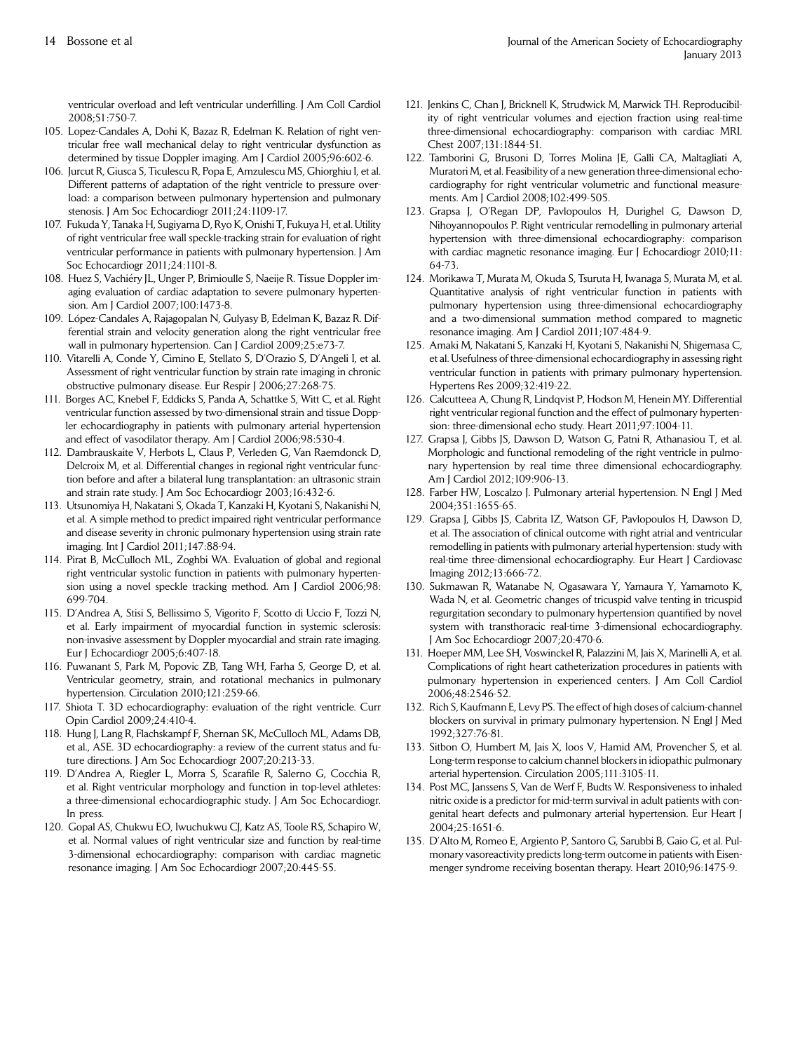ventricular overload and left ventricular underfilling. J Am Coll Cardiol 2008;51:750-7.

105. Lopez-Candales A, Dohi K, Bazaz R, Edelman K. Relation of right ventricular free wall mechanical delay to right ventricular dysfunction as determined by tissue Doppler imaging. Am J Cardiol 2005;96:602-6.
106. Jurcut R, Giusca S, Ticulescu R, Popa E, Amzulescu MS, Ghiorghiu I, et al. Different patterns of adaptation of the right ventricle to pressure overload: a comparison between pulmonary hypertension and pulmonary stenosis. J Am Soc Echocardiogr 2011;24:1109-17.
107. Fukuda Y, Tanaka H, Sugiyama D, Ryo K, Onishi T, Fukuya H, et al. Utility of right ventricular free wall speckle-tracking strain for evaluation of right ventricular performance in patients with pulmonary hypertension. J Am Soc Echocardiogr 2011;24:1101-8.
108. Huez S, Vachiéry JL, Unger P, Brimioulle S, Naeije R. Tissue Doppler imaging evaluation of cardiac adaptation to severe pulmonary hypertension. Am J Cardiol 2007;100:1473-8.
109. López-Candales A, Rajagopalan N, Gulyasy B, Edelman K, Bazaz R. Differential strain and velocity generation along the right ventricular free wall in pulmonary hypertension. Can J Cardiol 2009;25:e73-7.
110. Vitarelli A, Conde Y, Cimino E, Stellato S, D'Orazio S, D'Angeli I, et al. Assessment of right ventricular function by strain rate imaging in chronic obstructive pulmonary disease. Eur Respir J 2006;27:268-75.
111. Borges AC, Knebel F, Eddicks S, Panda A, Schattke S, Witt C, et al. Right ventricular function assessed by two-dimensional strain and tissue Doppler echocardiography in patients with pulmonary arterial hypertension and effect of vasodilator therapy. Am J Cardiol 2006;98:530-4.
112. Dambrauskaite V, Herbots L, Claus P, Verleden G, Van Raemdonck D, Delcroix M, et al. Differential changes in regional right ventricular function before and after a bilateral lung transplantation: an ultrasonic strain and strain rate study. J Am Soc Echocardiogr 2003;16:432-6.
113. Utsunomiya H, Nakatani S, Okada T, Kanzaki H, Kyotani S, Nakanishi N, et al. A simple method to predict impaired right ventricular performance and disease severity in chronic pulmonary hypertension using strain rate imaging. Int J Cardiol 2011;147:88-94.
114. Pirat B, McCulloch ML, Zoghbi WA. Evaluation of global and regional right ventricular systolic function in patients with pulmonary hypertension using a novel speckle tracking method. Am J Cardiol 2006;98:699-704.
115. D'Andrea A, Stisi S, Bellissimo S, Vigorito F, Scotto di Uccio F, Tozzi N, et al. Early impairment of myocardial function in systemic sclerosis: non-invasive assessment by Doppler myocardial and strain rate imaging. Eur J Echocardiogr 2005;6:407-18.
116. Puwanant S, Park M, Popovic ZB, Tang WH, Farha S, George D, et al. Ventricular geometry, strain, and rotational mechanics in pulmonary hypertension. Circulation 2010;121:259-66.
117. Shiota T. 3D echocardiography: evaluation of the right ventricle. Curr Opin Cardiol 2009;24:410-4.
118. Hung J, Lang R, Flachskampf F, Shernan SK, McCulloch ML, Adams DB, et al., ASE. 3D echocardiography: a review of the current status and future directions. J Am Soc Echocardiogr 2007;20:213-33.
119. D'Andrea A, Riegler L, Morra S, Scarafile R, Salerno G, Cocchia R, et al. Right ventricular morphology and function in top-level athletes: a three-dimensional echocardiographic study. J Am Soc Echocardiogr. In press.
120. Gopal AS, Chukwu EO, Iwuchukwu CJ, Katz AS, Toole RS, Schapiro W, et al. Normal values of right ventricular size and function by real-time 3-dimensional echocardiography: comparison with cardiac magnetic resonance imaging. J Am Soc Echocardiogr 2007;20:445-55.
121. Jenkins C, Chan J, Bricknell K, Strudwick M, Marwick TH. Reproducibility of right ventricular volumes and ejection fraction using real-time three-dimensional echocardiography: comparison with cardiac MRI. Chest 2007;131:1844-51.
122. Tamborini G, Brusoni D, Torres Molina JE, Galli CA, Maltagliati A, Muratori M, et al. Feasibility of a new generation three-dimensional echocardiography for right ventricular volumetric and functional measurements. Am J Cardiol 2008;102:499-505.
123. Grapsa J, O'Regan DP, Pavlopoulos H, Durighel G, Dawson D, Nihoyannopoulos P. Right ventricular remodelling in pulmonary arterial hypertension with three-dimensional echocardiography: comparison with cardiac magnetic resonance imaging. Eur J Echocardiogr 2010;11:64-73.
124. Morikawa T, Murata M, Okuda S, Tsuruta H, Iwanaga S, Murata M, et al. Quantitative analysis of right ventricular function in patients with pulmonary hypertension using three-dimensional echocardiography and a two-dimensional summation method compared to magnetic resonance imaging. Am J Cardiol 2011;107:484-9.
125. Amaki M, Nakatani S, Kanzaki H, Kyotani S, Nakanishi N, Shigemasa C, et al. Usefulness of three-dimensional echocardiography in assessing right ventricular function in patients with primary pulmonary hypertension. Hypertens Res 2009;32:419-22.
126. Calcutteea A, Chung R, Lindqvist P, Hodson M, Henein MY. Differential right ventricular regional function and the effect of pulmonary hypertension: three-dimensional echo study. Heart 2011;97:1004-11.
127. Grapsa J, Gibbs JS, Dawson D, Watson G, Patni R, Athanasiou T, et al. Morphologic and functional remodeling of the right ventricle in pulmonary hypertension by real time three dimensional echocardiography. Am J Cardiol 2012;109:906-13.
128. Farber HW, Loscalzo J. Pulmonary arterial hypertension. N Engl J Med 2004;351:1655-65.
129. Grapsa J, Gibbs JS, Cabrita IZ, Watson GF, Pavlopoulos H, Dawson D, et al. The association of clinical outcome with right atrial and ventricular remodelling in patients with pulmonary arterial hypertension: study with real-time three-dimensional echocardiography. Eur Heart J Cardiovasc Imaging 2012;13:666-72.
130. Sukmawan R, Watanabe N, Ogasawara Y, Yamaura Y, Yamamoto K, Wada N, et al. Geometric changes of tricuspid valve tenting in tricuspid regurgitation secondary to pulmonary hypertension quantified by novel system with transthoracic real-time 3-dimensional echocardiography. J Am Soc Echocardiogr 2007;20:470-6.
131. Hoeper MM, Lee SH, Voswinckel R, Palazzini M, Jais X, Marinelli A, et al. Complications of right heart catheterization procedures in patients with pulmonary hypertension in experienced centers. J Am Coll Cardiol 2006;48:2546-52.
132. Rich S, Kaufmann E, Levy PS. The effect of high doses of calcium-channel blockers on survival in primary pulmonary hypertension. N Engl J Med 1992;327:76-81.
133. Sitbon O, Humbert M, Jais X, Ioos V, Hamid AM, Provencher S, et al. Long-term response to calcium channel blockers in idiopathic pulmonary arterial hypertension. Circulation 2005;111:3105-11.
134. Post MC, Janssens S, Van de Werf F, Budts W. Responsiveness to inhaled nitric oxide is a predictor for mid-term survival in adult patients with congenital heart defects and pulmonary arterial hypertension. Eur Heart J 2004;25:1651-6.
135. D'Alto M, Romeo E, Argiento P, Santoro G, Sarubbi B, Gaio G, et al. Pulmonary vasoreactivity predicts long-term outcome in patients with Eisenmenger syndrome receiving bosentan therapy. Heart 2010;96:1475-9.